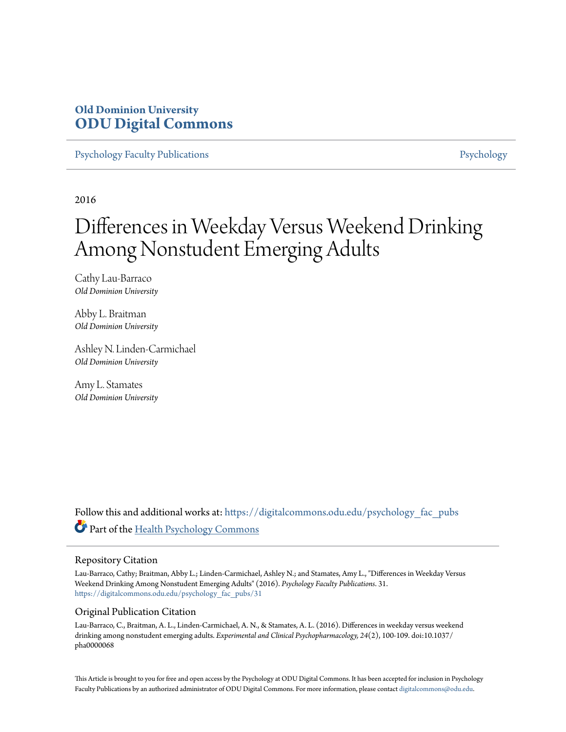**Old Dominion University**
**ODU Digital Commons**

Psychology Faculty Publications | Psychology

2016

# Differences in Weekday Versus Weekend Drinking Among Nonstudent Emerging Adults

Cathy Lau-Barraco
*Old Dominion University*

Abby L. Braitman
*Old Dominion University*

Ashley N. Linden-Carmichael
*Old Dominion University*

Amy L. Stamates
*Old Dominion University*

Follow this and additional works at: https://digitalcommons.odu.edu/psychology_fac_pubs

Part of the Health Psychology Commons

## Repository Citation

Lau-Barraco, Cathy; Braitman, Abby L.; Linden-Carmichael, Ashley N.; and Stamates, Amy L., "Differences in Weekday Versus Weekend Drinking Among Nonstudent Emerging Adults" (2016). *Psychology Faculty Publications*. 31.
https://digitalcommons.odu.edu/psychology_fac_pubs/31

## Original Publication Citation

Lau-Barraco, C., Braitman, A. L., Linden-Carmichael, A. N., & Stamates, A. L. (2016). Differences in weekday versus weekend drinking among nonstudent emerging adults. *Experimental and Clinical Psychopharmacology, 24*(2), 100-109. doi:10.1037/pha0000068

This Article is brought to you for free and open access by the Psychology at ODU Digital Commons. It has been accepted for inclusion in Psychology Faculty Publications by an authorized administrator of ODU Digital Commons. For more information, please contact digitalcommons@odu.edu.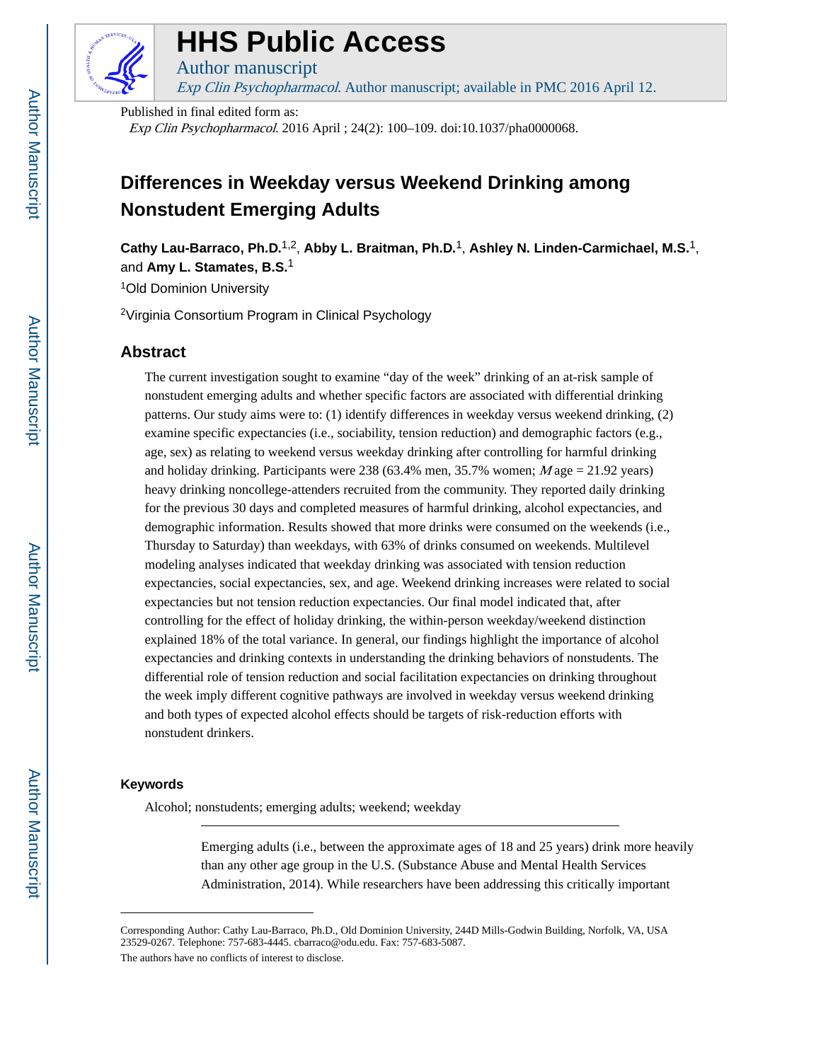# HHS Public Access

Author manuscript

*Exp Clin Psychopharmacol*. Author manuscript; available in PMC 2016 April 12.

Published in final edited form as:

*Exp Clin Psychopharmacol*. 2016 April ; 24(2): 100–109. doi:10.1037/pha0000068.

# Differences in Weekday versus Weekend Drinking among Nonstudent Emerging Adults

**Cathy Lau-Barraco, Ph.D.**[1,2], **Abby L. Braitman, Ph.D.**[1], **Ashley N. Linden-Carmichael, M.S.**[1], and **Amy L. Stamates, B.S.**[1]

[1]Old Dominion University

[2]Virginia Consortium Program in Clinical Psychology

## Abstract

The current investigation sought to examine "day of the week" drinking of an at-risk sample of nonstudent emerging adults and whether specific factors are associated with differential drinking patterns. Our study aims were to: (1) identify differences in weekday versus weekend drinking, (2) examine specific expectancies (i.e., sociability, tension reduction) and demographic factors (e.g., age, sex) as relating to weekend versus weekday drinking after controlling for harmful drinking and holiday drinking. Participants were 238 (63.4% men, 35.7% women; *M* age = 21.92 years) heavy drinking noncollege-attenders recruited from the community. They reported daily drinking for the previous 30 days and completed measures of harmful drinking, alcohol expectancies, and demographic information. Results showed that more drinks were consumed on the weekends (i.e., Thursday to Saturday) than weekdays, with 63% of drinks consumed on weekends. Multilevel modeling analyses indicated that weekday drinking was associated with tension reduction expectancies, social expectancies, sex, and age. Weekend drinking increases were related to social expectancies but not tension reduction expectancies. Our final model indicated that, after controlling for the effect of holiday drinking, the within-person weekday/weekend distinction explained 18% of the total variance. In general, our findings highlight the importance of alcohol expectancies and drinking contexts in understanding the drinking behaviors of nonstudents. The differential role of tension reduction and social facilitation expectancies on drinking throughout the week imply different cognitive pathways are involved in weekday versus weekend drinking and both types of expected alcohol effects should be targets of risk-reduction efforts with nonstudent drinkers.

### Keywords

Alcohol; nonstudents; emerging adults; weekend; weekday

---

Emerging adults (i.e., between the approximate ages of 18 and 25 years) drink more heavily than any other age group in the U.S. (Substance Abuse and Mental Health Services Administration, 2014). While researchers have been addressing this critically important

---

Corresponding Author: Cathy Lau-Barraco, Ph.D., Old Dominion University, 244D Mills-Godwin Building, Norfolk, VA, USA 23529-0267. Telephone: 757-683-4445. cbarraco@odu.edu. Fax: 757-683-5087.

The authors have no conflicts of interest to disclose.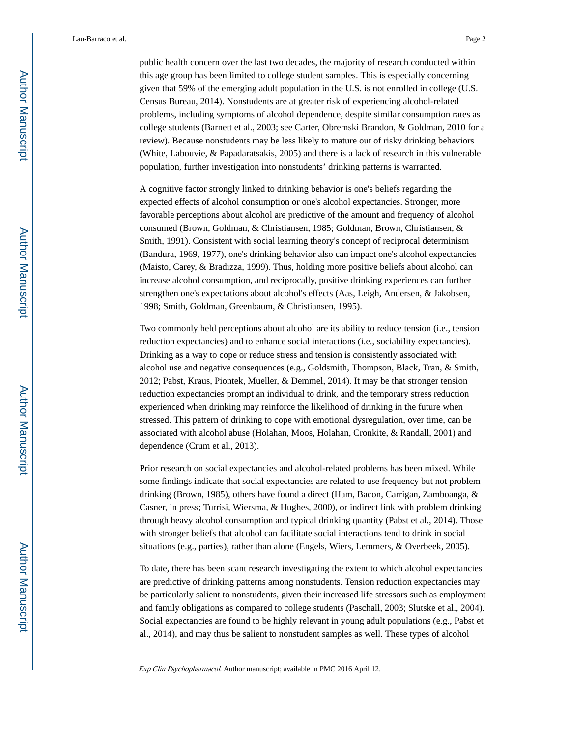public health concern over the last two decades, the majority of research conducted within this age group has been limited to college student samples. This is especially concerning given that 59% of the emerging adult population in the U.S. is not enrolled in college (U.S. Census Bureau, 2014). Nonstudents are at greater risk of experiencing alcohol-related problems, including symptoms of alcohol dependence, despite similar consumption rates as college students (Barnett et al., 2003; see Carter, Obremski Brandon, & Goldman, 2010 for a review). Because nonstudents may be less likely to mature out of risky drinking behaviors (White, Labouvie, & Papadaratsakis, 2005) and there is a lack of research in this vulnerable population, further investigation into nonstudents' drinking patterns is warranted.

A cognitive factor strongly linked to drinking behavior is one's beliefs regarding the expected effects of alcohol consumption or one's alcohol expectancies. Stronger, more favorable perceptions about alcohol are predictive of the amount and frequency of alcohol consumed (Brown, Goldman, & Christiansen, 1985; Goldman, Brown, Christiansen, & Smith, 1991). Consistent with social learning theory's concept of reciprocal determinism (Bandura, 1969, 1977), one's drinking behavior also can impact one's alcohol expectancies (Maisto, Carey, & Bradizza, 1999). Thus, holding more positive beliefs about alcohol can increase alcohol consumption, and reciprocally, positive drinking experiences can further strengthen one's expectations about alcohol's effects (Aas, Leigh, Andersen, & Jakobsen, 1998; Smith, Goldman, Greenbaum, & Christiansen, 1995).

Two commonly held perceptions about alcohol are its ability to reduce tension (i.e., tension reduction expectancies) and to enhance social interactions (i.e., sociability expectancies). Drinking as a way to cope or reduce stress and tension is consistently associated with alcohol use and negative consequences (e.g., Goldsmith, Thompson, Black, Tran, & Smith, 2012; Pabst, Kraus, Piontek, Mueller, & Demmel, 2014). It may be that stronger tension reduction expectancies prompt an individual to drink, and the temporary stress reduction experienced when drinking may reinforce the likelihood of drinking in the future when stressed. This pattern of drinking to cope with emotional dysregulation, over time, can be associated with alcohol abuse (Holahan, Moos, Holahan, Cronkite, & Randall, 2001) and dependence (Crum et al., 2013).

Prior research on social expectancies and alcohol-related problems has been mixed. While some findings indicate that social expectancies are related to use frequency but not problem drinking (Brown, 1985), others have found a direct (Ham, Bacon, Carrigan, Zamboanga, & Casner, in press; Turrisi, Wiersma, & Hughes, 2000), or indirect link with problem drinking through heavy alcohol consumption and typical drinking quantity (Pabst et al., 2014). Those with stronger beliefs that alcohol can facilitate social interactions tend to drink in social situations (e.g., parties), rather than alone (Engels, Wiers, Lemmers, & Overbeek, 2005).

To date, there has been scant research investigating the extent to which alcohol expectancies are predictive of drinking patterns among nonstudents. Tension reduction expectancies may be particularly salient to nonstudents, given their increased life stressors such as employment and family obligations as compared to college students (Paschall, 2003; Slutske et al., 2004). Social expectancies are found to be highly relevant in young adult populations (e.g., Pabst et al., 2014), and may thus be salient to nonstudent samples as well. These types of alcohol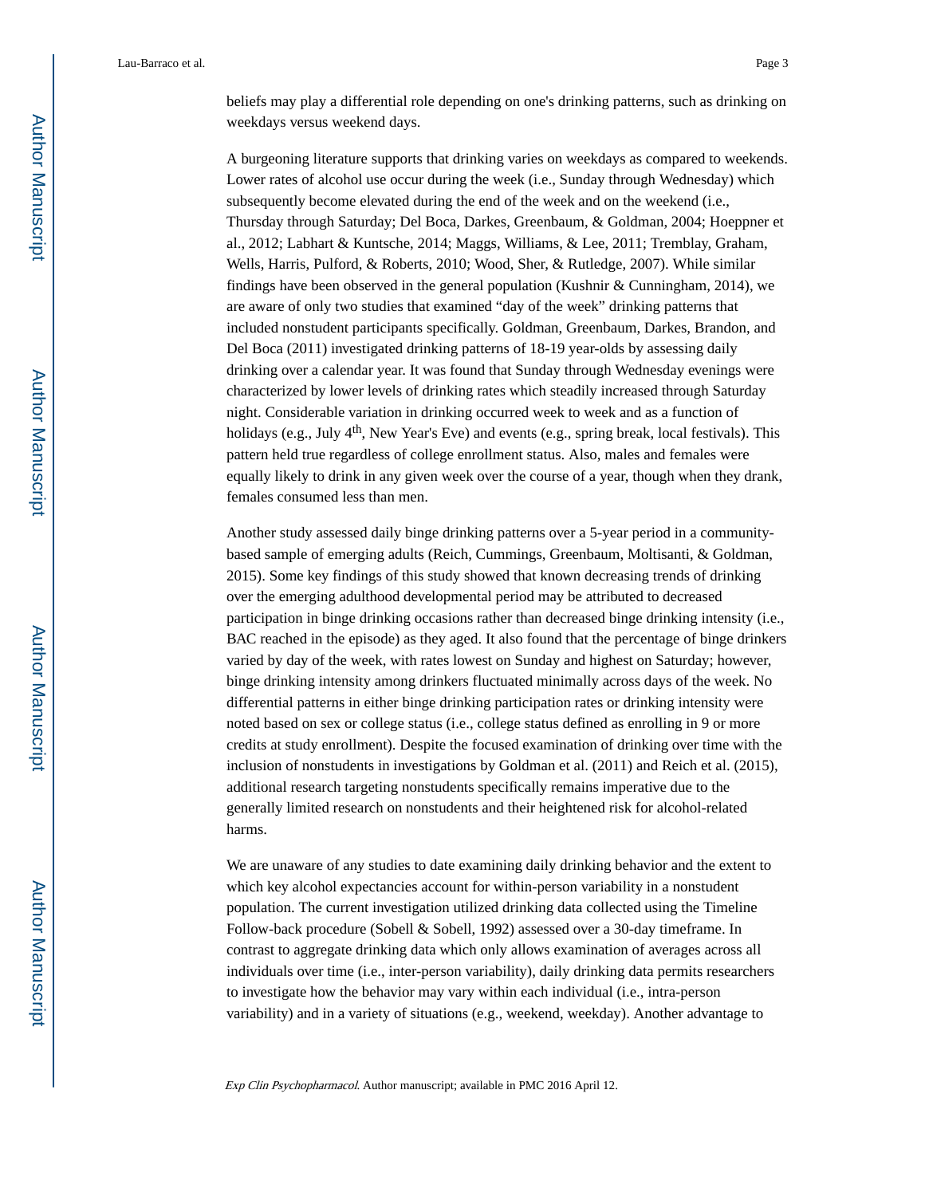beliefs may play a differential role depending on one's drinking patterns, such as drinking on weekdays versus weekend days.

A burgeoning literature supports that drinking varies on weekdays as compared to weekends. Lower rates of alcohol use occur during the week (i.e., Sunday through Wednesday) which subsequently become elevated during the end of the week and on the weekend (i.e., Thursday through Saturday; Del Boca, Darkes, Greenbaum, & Goldman, 2004; Hoeppner et al., 2012; Labhart & Kuntsche, 2014; Maggs, Williams, & Lee, 2011; Tremblay, Graham, Wells, Harris, Pulford, & Roberts, 2010; Wood, Sher, & Rutledge, 2007). While similar findings have been observed in the general population (Kushnir & Cunningham, 2014), we are aware of only two studies that examined "day of the week" drinking patterns that included nonstudent participants specifically. Goldman, Greenbaum, Darkes, Brandon, and Del Boca (2011) investigated drinking patterns of 18-19 year-olds by assessing daily drinking over a calendar year. It was found that Sunday through Wednesday evenings were characterized by lower levels of drinking rates which steadily increased through Saturday night. Considerable variation in drinking occurred week to week and as a function of holidays (e.g., July 4th, New Year's Eve) and events (e.g., spring break, local festivals). This pattern held true regardless of college enrollment status. Also, males and females were equally likely to drink in any given week over the course of a year, though when they drank, females consumed less than men.

Another study assessed daily binge drinking patterns over a 5-year period in a community-based sample of emerging adults (Reich, Cummings, Greenbaum, Moltisanti, & Goldman, 2015). Some key findings of this study showed that known decreasing trends of drinking over the emerging adulthood developmental period may be attributed to decreased participation in binge drinking occasions rather than decreased binge drinking intensity (i.e., BAC reached in the episode) as they aged. It also found that the percentage of binge drinkers varied by day of the week, with rates lowest on Sunday and highest on Saturday; however, binge drinking intensity among drinkers fluctuated minimally across days of the week. No differential patterns in either binge drinking participation rates or drinking intensity were noted based on sex or college status (i.e., college status defined as enrolling in 9 or more credits at study enrollment). Despite the focused examination of drinking over time with the inclusion of nonstudents in investigations by Goldman et al. (2011) and Reich et al. (2015), additional research targeting nonstudents specifically remains imperative due to the generally limited research on nonstudents and their heightened risk for alcohol-related harms.

We are unaware of any studies to date examining daily drinking behavior and the extent to which key alcohol expectancies account for within-person variability in a nonstudent population. The current investigation utilized drinking data collected using the Timeline Follow-back procedure (Sobell & Sobell, 1992) assessed over a 30-day timeframe. In contrast to aggregate drinking data which only allows examination of averages across all individuals over time (i.e., inter-person variability), daily drinking data permits researchers to investigate how the behavior may vary within each individual (i.e., intra-person variability) and in a variety of situations (e.g., weekend, weekday). Another advantage to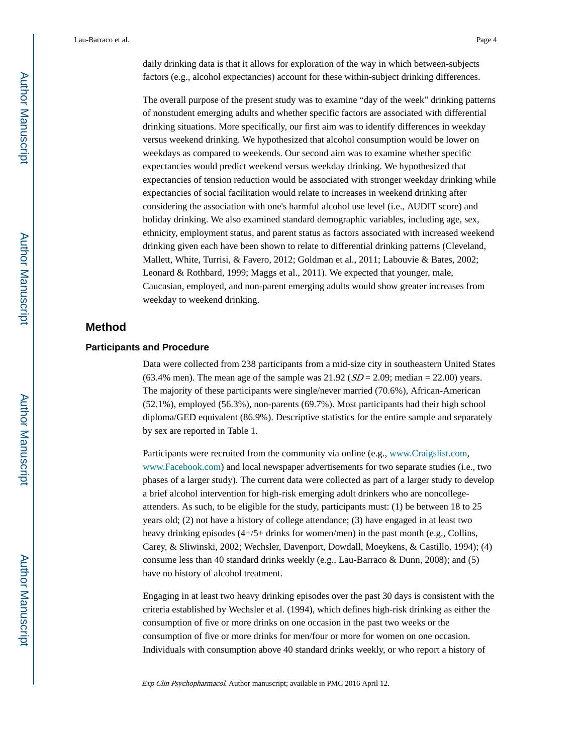daily drinking data is that it allows for exploration of the way in which between-subjects factors (e.g., alcohol expectancies) account for these within-subject drinking differences.

The overall purpose of the present study was to examine “day of the week” drinking patterns of nonstudent emerging adults and whether specific factors are associated with differential drinking situations. More specifically, our first aim was to identify differences in weekday versus weekend drinking. We hypothesized that alcohol consumption would be lower on weekdays as compared to weekends. Our second aim was to examine whether specific expectancies would predict weekend versus weekday drinking. We hypothesized that expectancies of tension reduction would be associated with stronger weekday drinking while expectancies of social facilitation would relate to increases in weekend drinking after considering the association with one's harmful alcohol use level (i.e., AUDIT score) and holiday drinking. We also examined standard demographic variables, including age, sex, ethnicity, employment status, and parent status as factors associated with increased weekend drinking given each have been shown to relate to differential drinking patterns (Cleveland, Mallett, White, Turrisi, & Favero, 2012; Goldman et al., 2011; Labouvie & Bates, 2002; Leonard & Rothbard, 1999; Maggs et al., 2011). We expected that younger, male, Caucasian, employed, and non-parent emerging adults would show greater increases from weekday to weekend drinking.

## Method

### Participants and Procedure

Data were collected from 238 participants from a mid-size city in southeastern United States (63.4% men). The mean age of the sample was 21.92 (*SD* = 2.09; median = 22.00) years. The majority of these participants were single/never married (70.6%), African-American (52.1%), employed (56.3%), non-parents (69.7%). Most participants had their high school diploma/GED equivalent (86.9%). Descriptive statistics for the entire sample and separately by sex are reported in Table 1.

Participants were recruited from the community via online (e.g., www.Craigslist.com, www.Facebook.com) and local newspaper advertisements for two separate studies (i.e., two phases of a larger study). The current data were collected as part of a larger study to develop a brief alcohol intervention for high-risk emerging adult drinkers who are noncollege-attenders. As such, to be eligible for the study, participants must: (1) be between 18 to 25 years old; (2) not have a history of college attendance; (3) have engaged in at least two heavy drinking episodes (4+/5+ drinks for women/men) in the past month (e.g., Collins, Carey, & Sliwinski, 2002; Wechsler, Davenport, Dowdall, Moeykens, & Castillo, 1994); (4) consume less than 40 standard drinks weekly (e.g., Lau-Barraco & Dunn, 2008); and (5) have no history of alcohol treatment.

Engaging in at least two heavy drinking episodes over the past 30 days is consistent with the criteria established by Wechsler et al. (1994), which defines high-risk drinking as either the consumption of five or more drinks on one occasion in the past two weeks or the consumption of five or more drinks for men/four or more for women on one occasion. Individuals with consumption above 40 standard drinks weekly, or who report a history of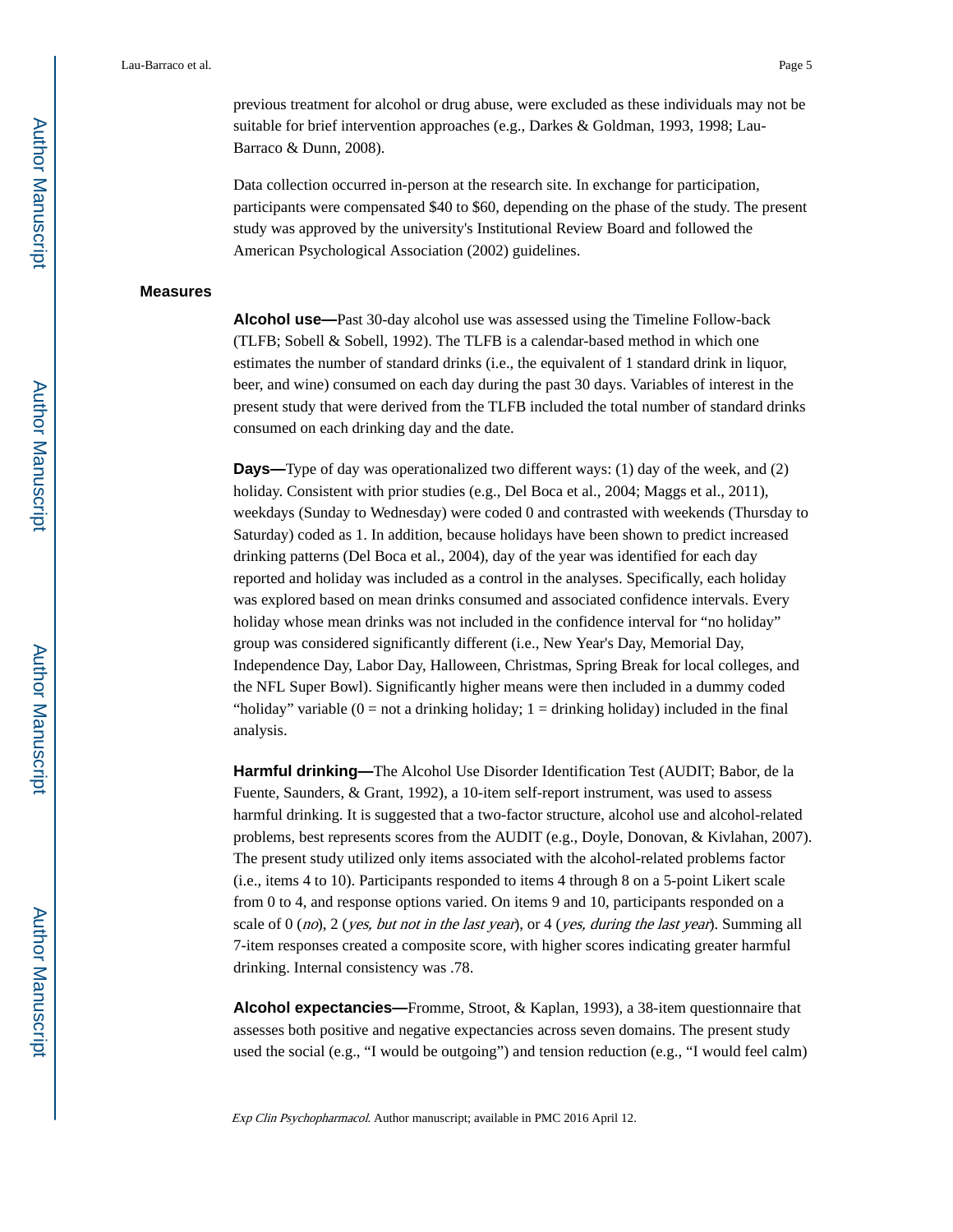previous treatment for alcohol or drug abuse, were excluded as these individuals may not be suitable for brief intervention approaches (e.g., Darkes & Goldman, 1993, 1998; Lau-Barraco & Dunn, 2008).

Data collection occurred in-person at the research site. In exchange for participation, participants were compensated $40 to $60, depending on the phase of the study. The present study was approved by the university's Institutional Review Board and followed the American Psychological Association (2002) guidelines.

## Measures

**Alcohol use—**Past 30-day alcohol use was assessed using the Timeline Follow-back (TLFB; Sobell & Sobell, 1992). The TLFB is a calendar-based method in which one estimates the number of standard drinks (i.e., the equivalent of 1 standard drink in liquor, beer, and wine) consumed on each day during the past 30 days. Variables of interest in the present study that were derived from the TLFB included the total number of standard drinks consumed on each drinking day and the date.

**Days—**Type of day was operationalized two different ways: (1) day of the week, and (2) holiday. Consistent with prior studies (e.g., Del Boca et al., 2004; Maggs et al., 2011), weekdays (Sunday to Wednesday) were coded 0 and contrasted with weekends (Thursday to Saturday) coded as 1. In addition, because holidays have been shown to predict increased drinking patterns (Del Boca et al., 2004), day of the year was identified for each day reported and holiday was included as a control in the analyses. Specifically, each holiday was explored based on mean drinks consumed and associated confidence intervals. Every holiday whose mean drinks was not included in the confidence interval for "no holiday" group was considered significantly different (i.e., New Year's Day, Memorial Day, Independence Day, Labor Day, Halloween, Christmas, Spring Break for local colleges, and the NFL Super Bowl). Significantly higher means were then included in a dummy coded "holiday" variable (0 = not a drinking holiday; 1 = drinking holiday) included in the final analysis.

**Harmful drinking—**The Alcohol Use Disorder Identification Test (AUDIT; Babor, de la Fuente, Saunders, & Grant, 1992), a 10-item self-report instrument, was used to assess harmful drinking. It is suggested that a two-factor structure, alcohol use and alcohol-related problems, best represents scores from the AUDIT (e.g., Doyle, Donovan, & Kivlahan, 2007). The present study utilized only items associated with the alcohol-related problems factor (i.e., items 4 to 10). Participants responded to items 4 through 8 on a 5-point Likert scale from 0 to 4, and response options varied. On items 9 and 10, participants responded on a scale of 0 (*no*), 2 (*yes, but not in the last year*), or 4 (*yes, during the last year*). Summing all 7-item responses created a composite score, with higher scores indicating greater harmful drinking. Internal consistency was .78.

**Alcohol expectancies—**Fromme, Stroot, & Kaplan, 1993), a 38-item questionnaire that assesses both positive and negative expectancies across seven domains. The present study used the social (e.g., "I would be outgoing") and tension reduction (e.g., "I would feel calm)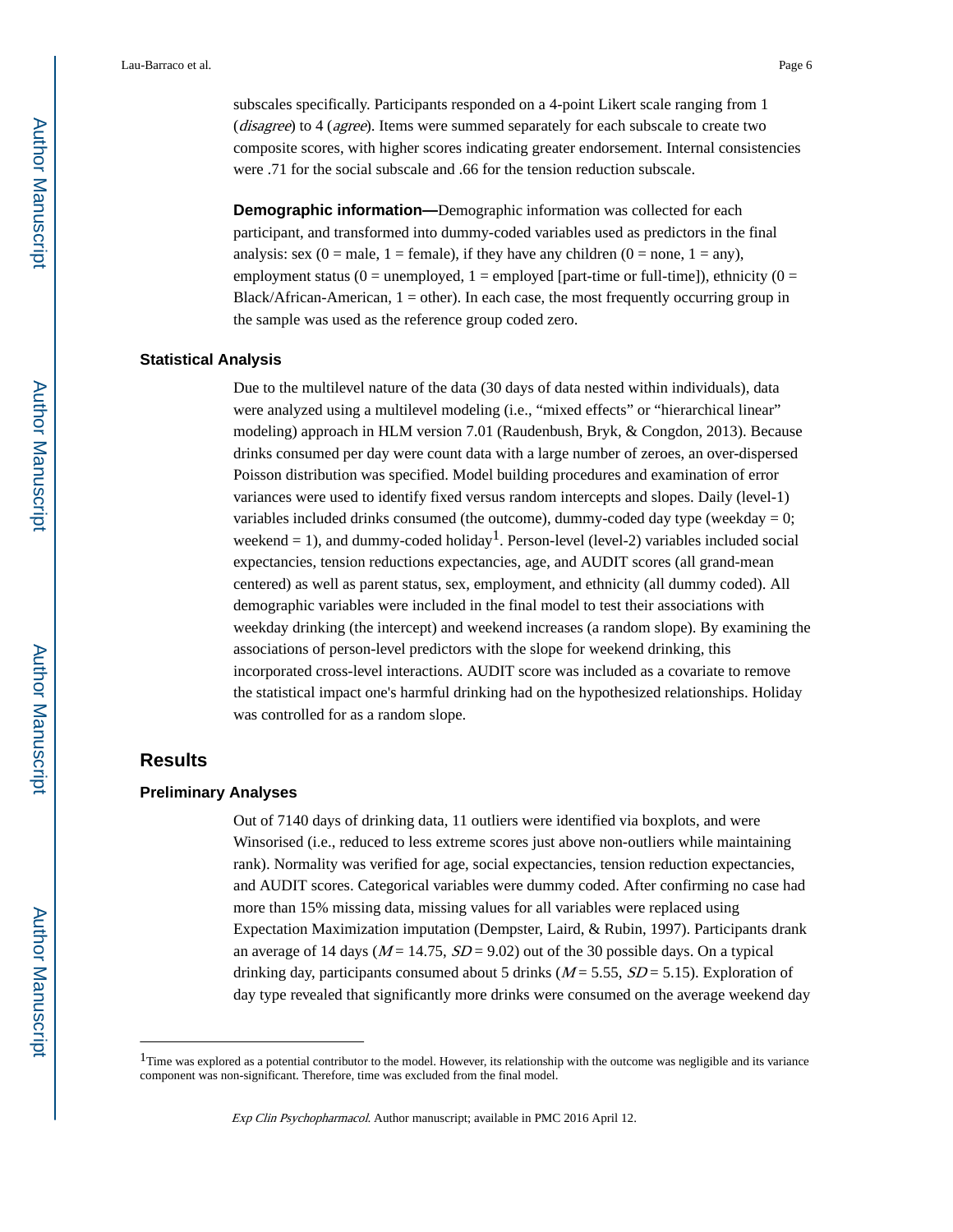subscales specifically. Participants responded on a 4-point Likert scale ranging from 1 (*disagree*) to 4 (*agree*). Items were summed separately for each subscale to create two composite scores, with higher scores indicating greater endorsement. Internal consistencies were .71 for the social subscale and .66 for the tension reduction subscale.

**Demographic information—**Demographic information was collected for each participant, and transformed into dummy-coded variables used as predictors in the final analysis: sex (0 = male, 1 = female), if they have any children (0 = none, 1 = any), employment status (0 = unemployed, 1 = employed [part-time or full-time]), ethnicity (0 = Black/African-American, 1 = other). In each case, the most frequently occurring group in the sample was used as the reference group coded zero.

### Statistical Analysis

Due to the multilevel nature of the data (30 days of data nested within individuals), data were analyzed using a multilevel modeling (i.e., "mixed effects" or "hierarchical linear" modeling) approach in HLM version 7.01 (Raudenbush, Bryk, & Congdon, 2013). Because drinks consumed per day were count data with a large number of zeroes, an over-dispersed Poisson distribution was specified. Model building procedures and examination of error variances were used to identify fixed versus random intercepts and slopes. Daily (level-1) variables included drinks consumed (the outcome), dummy-coded day type (weekday = 0; weekend = 1), and dummy-coded holiday[1]. Person-level (level-2) variables included social expectancies, tension reductions expectancies, age, and AUDIT scores (all grand-mean centered) as well as parent status, sex, employment, and ethnicity (all dummy coded). All demographic variables were included in the final model to test their associations with weekday drinking (the intercept) and weekend increases (a random slope). By examining the associations of person-level predictors with the slope for weekend drinking, this incorporated cross-level interactions. AUDIT score was included as a covariate to remove the statistical impact one's harmful drinking had on the hypothesized relationships. Holiday was controlled for as a random slope.

## Results

### Preliminary Analyses

Out of 7140 days of drinking data, 11 outliers were identified via boxplots, and were Winsorised (i.e., reduced to less extreme scores just above non-outliers while maintaining rank). Normality was verified for age, social expectancies, tension reduction expectancies, and AUDIT scores. Categorical variables were dummy coded. After confirming no case had more than 15% missing data, missing values for all variables were replaced using Expectation Maximization imputation (Dempster, Laird, & Rubin, 1997). Participants drank an average of 14 days ($M$ = 14.75, $SD$ = 9.02) out of the 30 possible days. On a typical drinking day, participants consumed about 5 drinks ($M$ = 5.55, $SD$ = 5.15). Exploration of day type revealed that significantly more drinks were consumed on the average weekend day

---

[1]Time was explored as a potential contributor to the model. However, its relationship with the outcome was negligible and its variance component was non-significant. Therefore, time was excluded from the final model.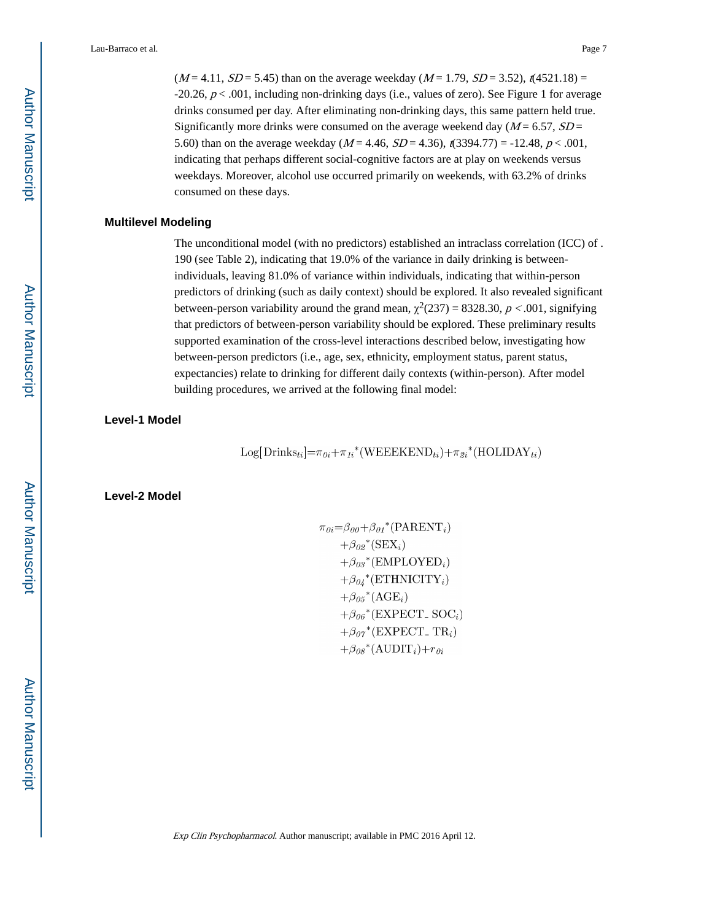($M$ = 4.11, $SD$ = 5.45) than on the average weekday ($M$ = 1.79, $SD$ = 3.52), $t$(4521.18) = -20.26, $p$ < .001, including non-drinking days (i.e., values of zero). See Figure 1 for average drinks consumed per day. After eliminating non-drinking days, this same pattern held true. Significantly more drinks were consumed on the average weekend day ($M$ = 6.57, $SD$ = 5.60) than on the average weekday ($M$ = 4.46, $SD$ = 4.36), $t$(3394.77) = -12.48, $p$ < .001, indicating that perhaps different social-cognitive factors are at play on weekends versus weekdays. Moreover, alcohol use occurred primarily on weekends, with 63.2% of drinks consumed on these days.

### Multilevel Modeling

The unconditional model (with no predictors) established an intraclass correlation (ICC) of .190 (see Table 2), indicating that 19.0% of the variance in daily drinking is between-individuals, leaving 81.0% of variance within individuals, indicating that within-person predictors of drinking (such as daily context) should be explored. It also revealed significant between-person variability around the grand mean, $\chi^2(237) = 8328.30$, $p < .001$, signifying that predictors of between-person variability should be explored. These preliminary results supported examination of the cross-level interactions described below, investigating how between-person predictors (i.e., age, sex, ethnicity, employment status, parent status, expectancies) relate to drinking for different daily contexts (within-person). After model building procedures, we arrived at the following final model:

### Level-1 Model

$$\text{Log}[\text{Drinks}_{ti}]=\pi_{0i}+\pi_{1i}{}^{*}(\text{WEEEKEND}_{ti})+\pi_{2i}{}^{*}(\text{HOLIDAY}_{ti})$$

### Level-2 Model

$$\begin{aligned}\pi_{0i}=&\beta_{00}+\beta_{01}{}^{*}(\text{PARENT}_{i})\\&+\beta_{02}{}^{*}(\text{SEX}_{i})\\&+\beta_{03}{}^{*}(\text{EMPLOYED}_{i})\\&+\beta_{04}{}^{*}(\text{ETHNICITY}_{i})\\&+\beta_{05}{}^{*}(\text{AGE}_{i})\\&+\beta_{06}{}^{*}(\text{EXPECT\_SOC}_{i})\\&+\beta_{07}{}^{*}(\text{EXPECT\_TR}_{i})\\&+\beta_{08}{}^{*}(\text{AUDIT}_{i})+r_{0i}\end{aligned}$$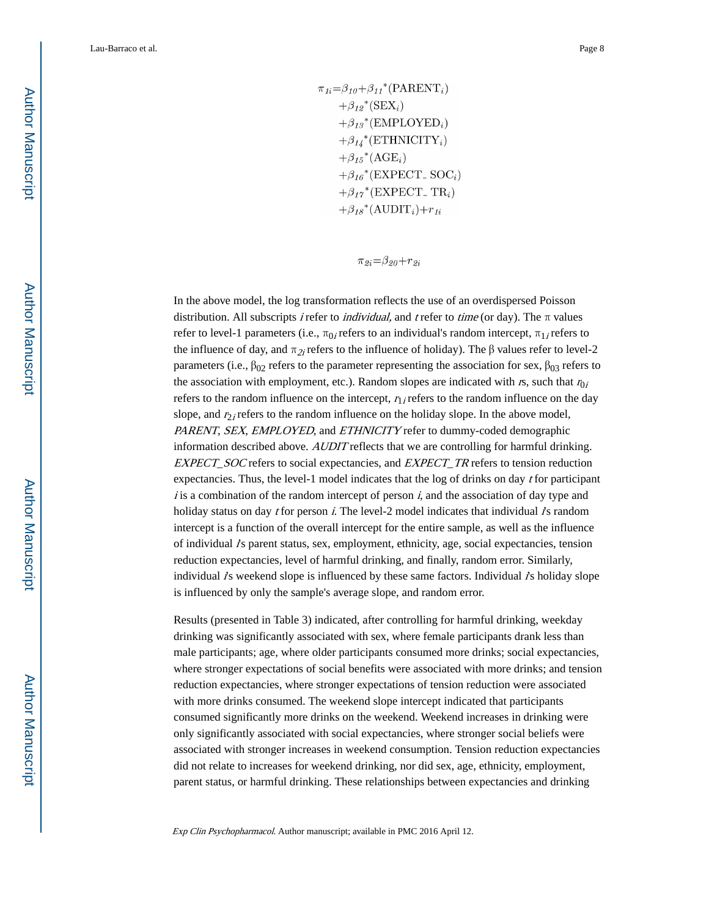$$
\begin{aligned}
\pi_{1i} = \beta_{10} &+ \beta_{11}{}^{*}(\text{PARENT}_i) \\
&+ \beta_{12}{}^{*}(\text{SEX}_i) \\
&+ \beta_{13}{}^{*}(\text{EMPLOYED}_i) \\
&+ \beta_{14}{}^{*}(\text{ETHNICITY}_i) \\
&+ \beta_{15}{}^{*}(\text{AGE}_i) \\
&+ \beta_{16}{}^{*}(\text{EXPECT\_SOC}_i) \\
&+ \beta_{17}{}^{*}(\text{EXPECT\_TR}_i) \\
&+ \beta_{18}{}^{*}(\text{AUDIT}_i) + r_{1i}
\end{aligned}
$$

$$
\pi_{2i} = \beta_{20} + r_{2i}
$$

In the above model, the log transformation reflects the use of an overdispersed Poisson distribution. All subscripts $i$ refer to *individual,* and $t$ refer to *time* (or day). The π values refer to level-1 parameters (i.e., $\pi_{0i}$ refers to an individual's random intercept, $\pi_{1i}$ refers to the influence of day, and $\pi_{2i}$ refers to the influence of holiday). The β values refer to level-2 parameters (i.e., $\beta_{02}$ refers to the parameter representing the association for sex, $\beta_{03}$ refers to the association with employment, etc.). Random slopes are indicated with $r$s, such that $r_{0i}$ refers to the random influence on the intercept, $r_{1i}$ refers to the random influence on the day slope, and $r_{2i}$ refers to the random influence on the holiday slope. In the above model, *PARENT*, *SEX*, *EMPLOYED*, and *ETHNICITY* refer to dummy-coded demographic information described above. *AUDIT* reflects that we are controlling for harmful drinking. *EXPECT_SOC* refers to social expectancies, and *EXPECT_TR* refers to tension reduction expectancies. Thus, the level-1 model indicates that the log of drinks on day $t$ for participant $i$ is a combination of the random intercept of person $i$, and the association of day type and holiday status on day $t$ for person $i$. The level-2 model indicates that individual $i$'s random intercept is a function of the overall intercept for the entire sample, as well as the influence of individual $i$'s parent status, sex, employment, ethnicity, age, social expectancies, tension reduction expectancies, level of harmful drinking, and finally, random error. Similarly, individual $i$'s weekend slope is influenced by these same factors. Individual $i$'s holiday slope is influenced by only the sample's average slope, and random error.

Results (presented in Table 3) indicated, after controlling for harmful drinking, weekday drinking was significantly associated with sex, where female participants drank less than male participants; age, where older participants consumed more drinks; social expectancies, where stronger expectations of social benefits were associated with more drinks; and tension reduction expectancies, where stronger expectations of tension reduction were associated with more drinks consumed. The weekend slope intercept indicated that participants consumed significantly more drinks on the weekend. Weekend increases in drinking were only significantly associated with social expectancies, where stronger social beliefs were associated with stronger increases in weekend consumption. Tension reduction expectancies did not relate to increases for weekend drinking, nor did sex, age, ethnicity, employment, parent status, or harmful drinking. These relationships between expectancies and drinking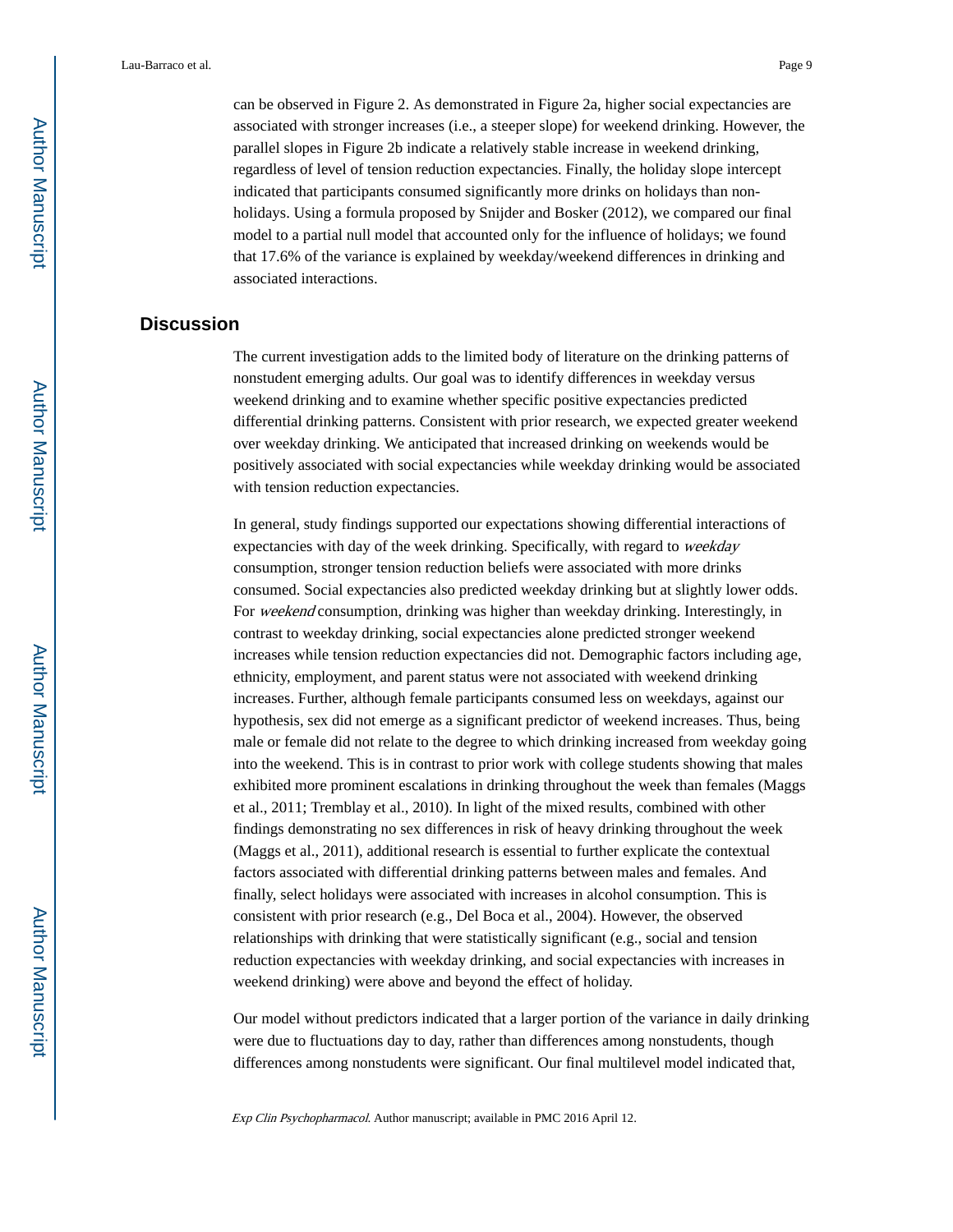can be observed in Figure 2. As demonstrated in Figure 2a, higher social expectancies are associated with stronger increases (i.e., a steeper slope) for weekend drinking. However, the parallel slopes in Figure 2b indicate a relatively stable increase in weekend drinking, regardless of level of tension reduction expectancies. Finally, the holiday slope intercept indicated that participants consumed significantly more drinks on holidays than non-holidays. Using a formula proposed by Snijder and Bosker (2012), we compared our final model to a partial null model that accounted only for the influence of holidays; we found that 17.6% of the variance is explained by weekday/weekend differences in drinking and associated interactions.

## Discussion

The current investigation adds to the limited body of literature on the drinking patterns of nonstudent emerging adults. Our goal was to identify differences in weekday versus weekend drinking and to examine whether specific positive expectancies predicted differential drinking patterns. Consistent with prior research, we expected greater weekend over weekday drinking. We anticipated that increased drinking on weekends would be positively associated with social expectancies while weekday drinking would be associated with tension reduction expectancies.

In general, study findings supported our expectations showing differential interactions of expectancies with day of the week drinking. Specifically, with regard to *weekday* consumption, stronger tension reduction beliefs were associated with more drinks consumed. Social expectancies also predicted weekday drinking but at slightly lower odds. For *weekend* consumption, drinking was higher than weekday drinking. Interestingly, in contrast to weekday drinking, social expectancies alone predicted stronger weekend increases while tension reduction expectancies did not. Demographic factors including age, ethnicity, employment, and parent status were not associated with weekend drinking increases. Further, although female participants consumed less on weekdays, against our hypothesis, sex did not emerge as a significant predictor of weekend increases. Thus, being male or female did not relate to the degree to which drinking increased from weekday going into the weekend. This is in contrast to prior work with college students showing that males exhibited more prominent escalations in drinking throughout the week than females (Maggs et al., 2011; Tremblay et al., 2010). In light of the mixed results, combined with other findings demonstrating no sex differences in risk of heavy drinking throughout the week (Maggs et al., 2011), additional research is essential to further explicate the contextual factors associated with differential drinking patterns between males and females. And finally, select holidays were associated with increases in alcohol consumption. This is consistent with prior research (e.g., Del Boca et al., 2004). However, the observed relationships with drinking that were statistically significant (e.g., social and tension reduction expectancies with weekday drinking, and social expectancies with increases in weekend drinking) were above and beyond the effect of holiday.

Our model without predictors indicated that a larger portion of the variance in daily drinking were due to fluctuations day to day, rather than differences among nonstudents, though differences among nonstudents were significant. Our final multilevel model indicated that,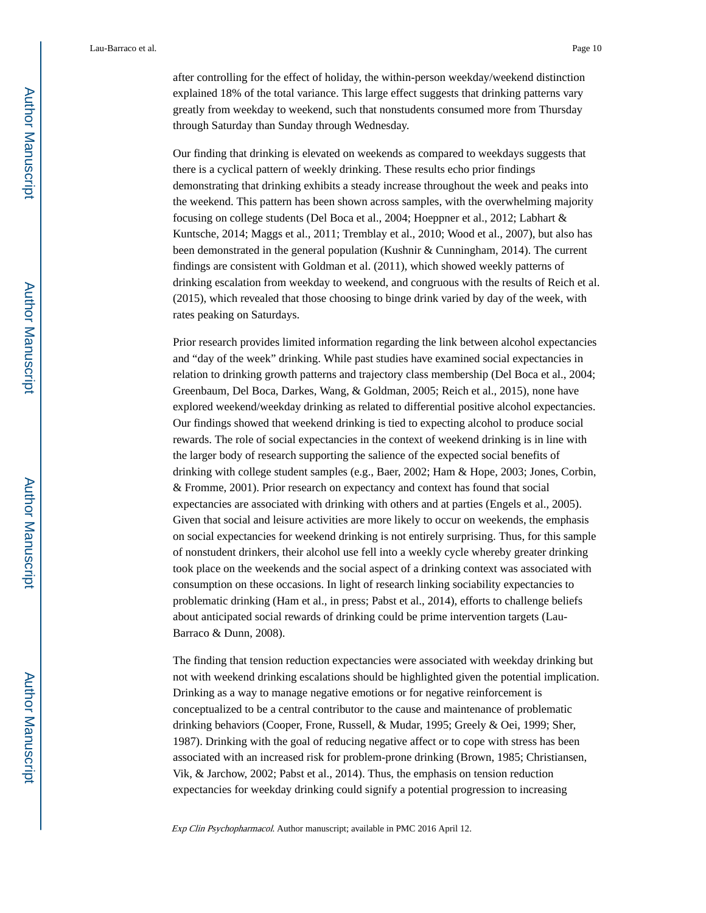after controlling for the effect of holiday, the within-person weekday/weekend distinction explained 18% of the total variance. This large effect suggests that drinking patterns vary greatly from weekday to weekend, such that nonstudents consumed more from Thursday through Saturday than Sunday through Wednesday.

Our finding that drinking is elevated on weekends as compared to weekdays suggests that there is a cyclical pattern of weekly drinking. These results echo prior findings demonstrating that drinking exhibits a steady increase throughout the week and peaks into the weekend. This pattern has been shown across samples, with the overwhelming majority focusing on college students (Del Boca et al., 2004; Hoeppner et al., 2012; Labhart & Kuntsche, 2014; Maggs et al., 2011; Tremblay et al., 2010; Wood et al., 2007), but also has been demonstrated in the general population (Kushnir & Cunningham, 2014). The current findings are consistent with Goldman et al. (2011), which showed weekly patterns of drinking escalation from weekday to weekend, and congruous with the results of Reich et al. (2015), which revealed that those choosing to binge drink varied by day of the week, with rates peaking on Saturdays.

Prior research provides limited information regarding the link between alcohol expectancies and "day of the week" drinking. While past studies have examined social expectancies in relation to drinking growth patterns and trajectory class membership (Del Boca et al., 2004; Greenbaum, Del Boca, Darkes, Wang, & Goldman, 2005; Reich et al., 2015), none have explored weekend/weekday drinking as related to differential positive alcohol expectancies. Our findings showed that weekend drinking is tied to expecting alcohol to produce social rewards. The role of social expectancies in the context of weekend drinking is in line with the larger body of research supporting the salience of the expected social benefits of drinking with college student samples (e.g., Baer, 2002; Ham & Hope, 2003; Jones, Corbin, & Fromme, 2001). Prior research on expectancy and context has found that social expectancies are associated with drinking with others and at parties (Engels et al., 2005). Given that social and leisure activities are more likely to occur on weekends, the emphasis on social expectancies for weekend drinking is not entirely surprising. Thus, for this sample of nonstudent drinkers, their alcohol use fell into a weekly cycle whereby greater drinking took place on the weekends and the social aspect of a drinking context was associated with consumption on these occasions. In light of research linking sociability expectancies to problematic drinking (Ham et al., in press; Pabst et al., 2014), efforts to challenge beliefs about anticipated social rewards of drinking could be prime intervention targets (Lau-Barraco & Dunn, 2008).

The finding that tension reduction expectancies were associated with weekday drinking but not with weekend drinking escalations should be highlighted given the potential implication. Drinking as a way to manage negative emotions or for negative reinforcement is conceptualized to be a central contributor to the cause and maintenance of problematic drinking behaviors (Cooper, Frone, Russell, & Mudar, 1995; Greely & Oei, 1999; Sher, 1987). Drinking with the goal of reducing negative affect or to cope with stress has been associated with an increased risk for problem-prone drinking (Brown, 1985; Christiansen, Vik, & Jarchow, 2002; Pabst et al., 2014). Thus, the emphasis on tension reduction expectancies for weekday drinking could signify a potential progression to increasing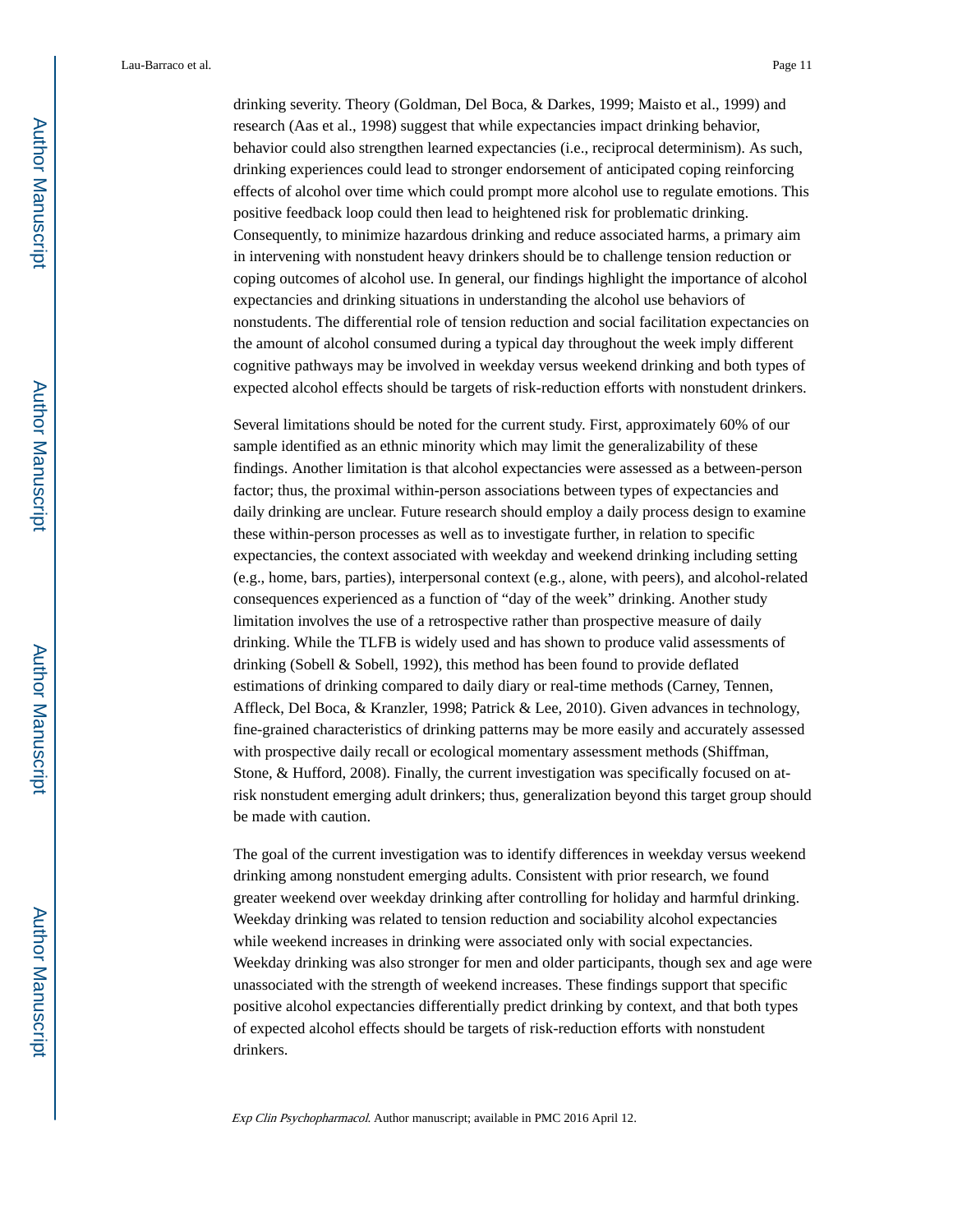drinking severity. Theory (Goldman, Del Boca, & Darkes, 1999; Maisto et al., 1999) and research (Aas et al., 1998) suggest that while expectancies impact drinking behavior, behavior could also strengthen learned expectancies (i.e., reciprocal determinism). As such, drinking experiences could lead to stronger endorsement of anticipated coping reinforcing effects of alcohol over time which could prompt more alcohol use to regulate emotions. This positive feedback loop could then lead to heightened risk for problematic drinking. Consequently, to minimize hazardous drinking and reduce associated harms, a primary aim in intervening with nonstudent heavy drinkers should be to challenge tension reduction or coping outcomes of alcohol use. In general, our findings highlight the importance of alcohol expectancies and drinking situations in understanding the alcohol use behaviors of nonstudents. The differential role of tension reduction and social facilitation expectancies on the amount of alcohol consumed during a typical day throughout the week imply different cognitive pathways may be involved in weekday versus weekend drinking and both types of expected alcohol effects should be targets of risk-reduction efforts with nonstudent drinkers.

Several limitations should be noted for the current study. First, approximately 60% of our sample identified as an ethnic minority which may limit the generalizability of these findings. Another limitation is that alcohol expectancies were assessed as a between-person factor; thus, the proximal within-person associations between types of expectancies and daily drinking are unclear. Future research should employ a daily process design to examine these within-person processes as well as to investigate further, in relation to specific expectancies, the context associated with weekday and weekend drinking including setting (e.g., home, bars, parties), interpersonal context (e.g., alone, with peers), and alcohol-related consequences experienced as a function of "day of the week" drinking. Another study limitation involves the use of a retrospective rather than prospective measure of daily drinking. While the TLFB is widely used and has shown to produce valid assessments of drinking (Sobell & Sobell, 1992), this method has been found to provide deflated estimations of drinking compared to daily diary or real-time methods (Carney, Tennen, Affleck, Del Boca, & Kranzler, 1998; Patrick & Lee, 2010). Given advances in technology, fine-grained characteristics of drinking patterns may be more easily and accurately assessed with prospective daily recall or ecological momentary assessment methods (Shiffman, Stone, & Hufford, 2008). Finally, the current investigation was specifically focused on at-risk nonstudent emerging adult drinkers; thus, generalization beyond this target group should be made with caution.

The goal of the current investigation was to identify differences in weekday versus weekend drinking among nonstudent emerging adults. Consistent with prior research, we found greater weekend over weekday drinking after controlling for holiday and harmful drinking. Weekday drinking was related to tension reduction and sociability alcohol expectancies while weekend increases in drinking were associated only with social expectancies. Weekday drinking was also stronger for men and older participants, though sex and age were unassociated with the strength of weekend increases. These findings support that specific positive alcohol expectancies differentially predict drinking by context, and that both types of expected alcohol effects should be targets of risk-reduction efforts with nonstudent drinkers.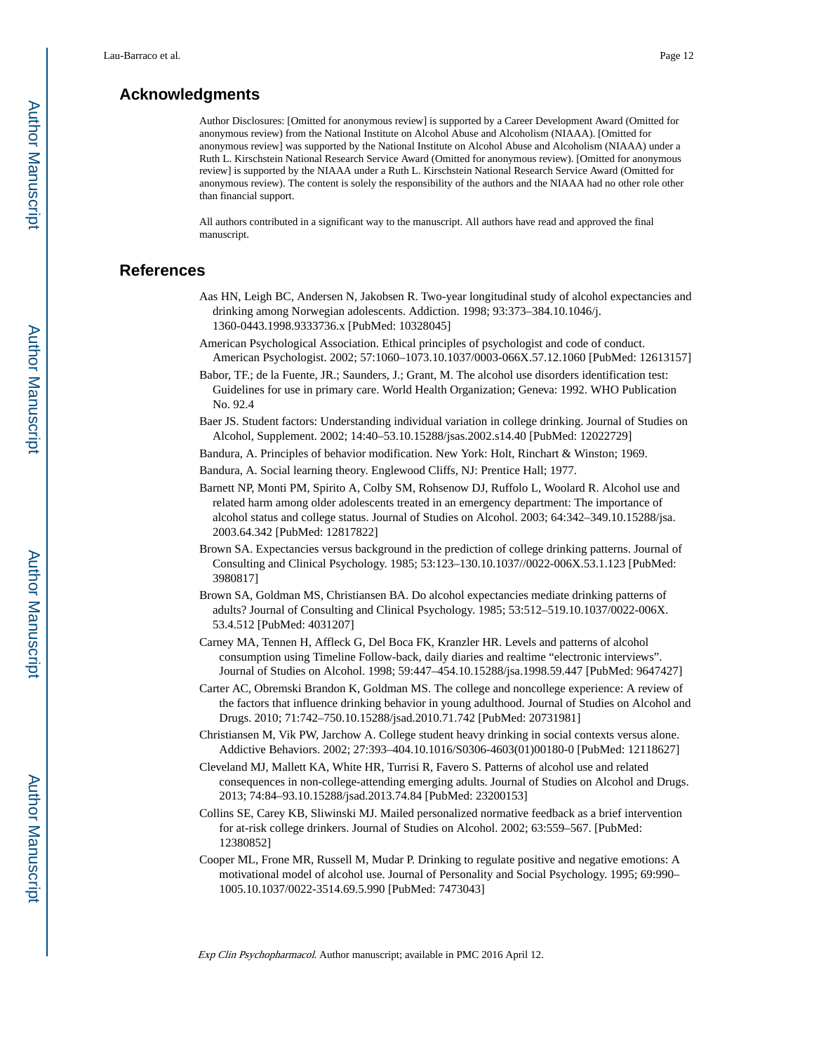## Acknowledgments

Author Disclosures: [Omitted for anonymous review] is supported by a Career Development Award (Omitted for anonymous review) from the National Institute on Alcohol Abuse and Alcoholism (NIAAA). [Omitted for anonymous review] was supported by the National Institute on Alcohol Abuse and Alcoholism (NIAAA) under a Ruth L. Kirschstein National Research Service Award (Omitted for anonymous review). [Omitted for anonymous review] is supported by the NIAAA under a Ruth L. Kirschstein National Research Service Award (Omitted for anonymous review). The content is solely the responsibility of the authors and the NIAAA had no other role other than financial support.

All authors contributed in a significant way to the manuscript. All authors have read and approved the final manuscript.

## References

Aas HN, Leigh BC, Andersen N, Jakobsen R. Two-year longitudinal study of alcohol expectancies and drinking among Norwegian adolescents. Addiction. 1998; 93:373–384.10.1046/j.1360-0443.1998.9333736.x [PubMed: 10328045]

American Psychological Association. Ethical principles of psychologist and code of conduct. American Psychologist. 2002; 57:1060–1073.10.1037/0003-066X.57.12.1060 [PubMed: 12613157]

Babor, TF.; de la Fuente, JR.; Saunders, J.; Grant, M. The alcohol use disorders identification test: Guidelines for use in primary care. World Health Organization; Geneva: 1992. WHO Publication No. 92.4

Baer JS. Student factors: Understanding individual variation in college drinking. Journal of Studies on Alcohol, Supplement. 2002; 14:40–53.10.15288/jsas.2002.s14.40 [PubMed: 12022729]

Bandura, A. Principles of behavior modification. New York: Holt, Rinchart & Winston; 1969.

Bandura, A. Social learning theory. Englewood Cliffs, NJ: Prentice Hall; 1977.

Barnett NP, Monti PM, Spirito A, Colby SM, Rohsenow DJ, Ruffolo L, Woolard R. Alcohol use and related harm among older adolescents treated in an emergency department: The importance of alcohol status and college status. Journal of Studies on Alcohol. 2003; 64:342–349.10.15288/jsa.2003.64.342 [PubMed: 12817822]

Brown SA. Expectancies versus background in the prediction of college drinking patterns. Journal of Consulting and Clinical Psychology. 1985; 53:123–130.10.1037//0022-006X.53.1.123 [PubMed: 3980817]

Brown SA, Goldman MS, Christiansen BA. Do alcohol expectancies mediate drinking patterns of adults? Journal of Consulting and Clinical Psychology. 1985; 53:512–519.10.1037/0022-006X.53.4.512 [PubMed: 4031207]

Carney MA, Tennen H, Affleck G, Del Boca FK, Kranzler HR. Levels and patterns of alcohol consumption using Timeline Follow-back, daily diaries and realtime "electronic interviews". Journal of Studies on Alcohol. 1998; 59:447–454.10.15288/jsa.1998.59.447 [PubMed: 9647427]

Carter AC, Obremski Brandon K, Goldman MS. The college and noncollege experience: A review of the factors that influence drinking behavior in young adulthood. Journal of Studies on Alcohol and Drugs. 2010; 71:742–750.10.15288/jsad.2010.71.742 [PubMed: 20731981]

Christiansen M, Vik PW, Jarchow A. College student heavy drinking in social contexts versus alone. Addictive Behaviors. 2002; 27:393–404.10.1016/S0306-4603(01)00180-0 [PubMed: 12118627]

Cleveland MJ, Mallett KA, White HR, Turrisi R, Favero S. Patterns of alcohol use and related consequences in non-college-attending emerging adults. Journal of Studies on Alcohol and Drugs. 2013; 74:84–93.10.15288/jsad.2013.74.84 [PubMed: 23200153]

Collins SE, Carey KB, Sliwinski MJ. Mailed personalized normative feedback as a brief intervention for at-risk college drinkers. Journal of Studies on Alcohol. 2002; 63:559–567. [PubMed: 12380852]

Cooper ML, Frone MR, Russell M, Mudar P. Drinking to regulate positive and negative emotions: A motivational model of alcohol use. Journal of Personality and Social Psychology. 1995; 69:990–1005.10.1037/0022-3514.69.5.990 [PubMed: 7473043]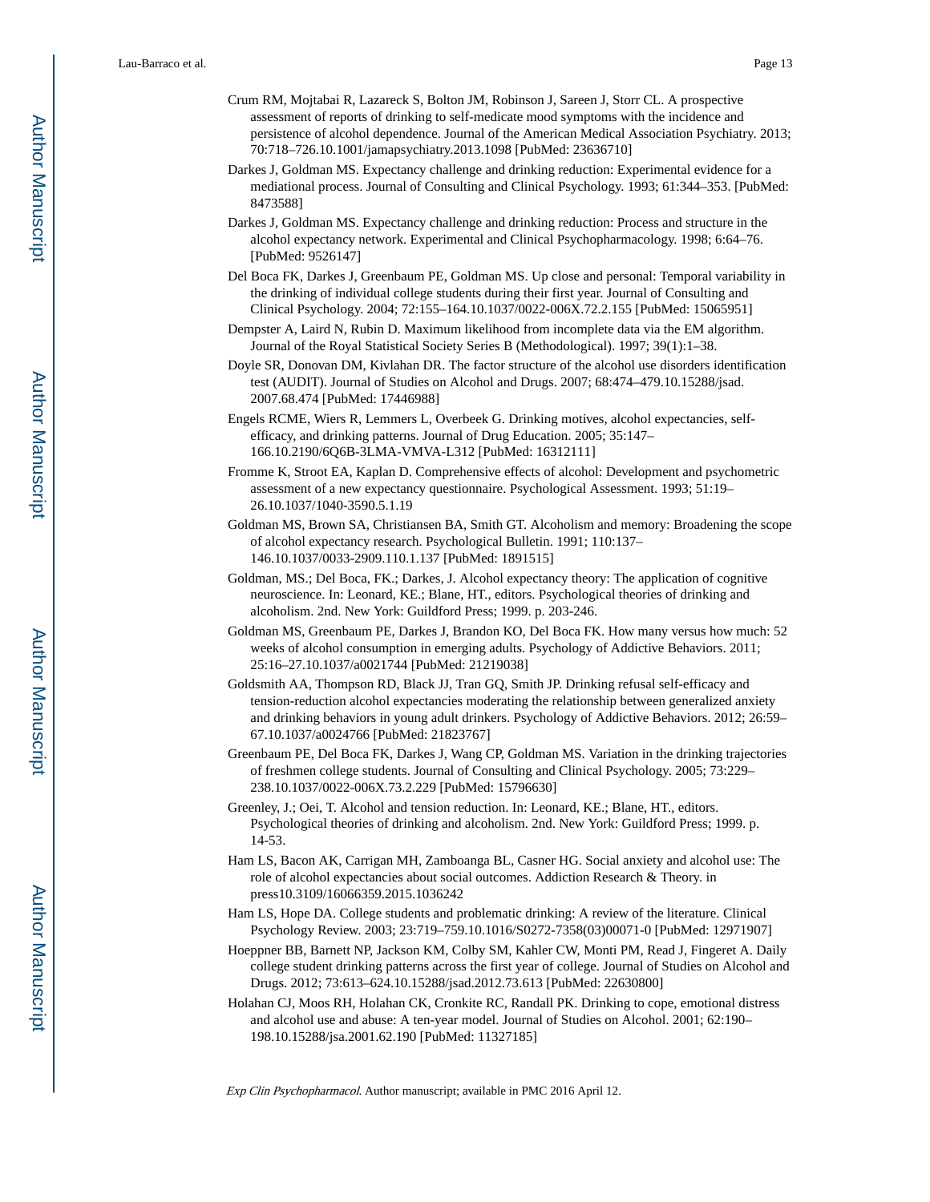Crum RM, Mojtabai R, Lazareck S, Bolton JM, Robinson J, Sareen J, Storr CL. A prospective assessment of reports of drinking to self-medicate mood symptoms with the incidence and persistence of alcohol dependence. Journal of the American Medical Association Psychiatry. 2013; 70:718–726.10.1001/jamapsychiatry.2013.1098 [PubMed: 23636710]

Darkes J, Goldman MS. Expectancy challenge and drinking reduction: Experimental evidence for a mediational process. Journal of Consulting and Clinical Psychology. 1993; 61:344–353. [PubMed: 8473588]

Darkes J, Goldman MS. Expectancy challenge and drinking reduction: Process and structure in the alcohol expectancy network. Experimental and Clinical Psychopharmacology. 1998; 6:64–76. [PubMed: 9526147]

Del Boca FK, Darkes J, Greenbaum PE, Goldman MS. Up close and personal: Temporal variability in the drinking of individual college students during their first year. Journal of Consulting and Clinical Psychology. 2004; 72:155–164.10.1037/0022-006X.72.2.155 [PubMed: 15065951]

Dempster A, Laird N, Rubin D. Maximum likelihood from incomplete data via the EM algorithm. Journal of the Royal Statistical Society Series B (Methodological). 1997; 39(1):1–38.

Doyle SR, Donovan DM, Kivlahan DR. The factor structure of the alcohol use disorders identification test (AUDIT). Journal of Studies on Alcohol and Drugs. 2007; 68:474–479.10.15288/jsad.2007.68.474 [PubMed: 17446988]

Engels RCME, Wiers R, Lemmers L, Overbeek G. Drinking motives, alcohol expectancies, self-efficacy, and drinking patterns. Journal of Drug Education. 2005; 35:147–166.10.2190/6Q6B-3LMA-VMVA-L312 [PubMed: 16312111]

Fromme K, Stroot EA, Kaplan D. Comprehensive effects of alcohol: Development and psychometric assessment of a new expectancy questionnaire. Psychological Assessment. 1993; 51:19–26.10.1037/1040-3590.5.1.19

Goldman MS, Brown SA, Christiansen BA, Smith GT. Alcoholism and memory: Broadening the scope of alcohol expectancy research. Psychological Bulletin. 1991; 110:137–146.10.1037/0033-2909.110.1.137 [PubMed: 1891515]

Goldman, MS.; Del Boca, FK.; Darkes, J. Alcohol expectancy theory: The application of cognitive neuroscience. In: Leonard, KE.; Blane, HT., editors. Psychological theories of drinking and alcoholism. 2nd. New York: Guildford Press; 1999. p. 203-246.

Goldman MS, Greenbaum PE, Darkes J, Brandon KO, Del Boca FK. How many versus how much: 52 weeks of alcohol consumption in emerging adults. Psychology of Addictive Behaviors. 2011; 25:16–27.10.1037/a0021744 [PubMed: 21219038]

Goldsmith AA, Thompson RD, Black JJ, Tran GQ, Smith JP. Drinking refusal self-efficacy and tension-reduction alcohol expectancies moderating the relationship between generalized anxiety and drinking behaviors in young adult drinkers. Psychology of Addictive Behaviors. 2012; 26:59–67.10.1037/a0024766 [PubMed: 21823767]

Greenbaum PE, Del Boca FK, Darkes J, Wang CP, Goldman MS. Variation in the drinking trajectories of freshmen college students. Journal of Consulting and Clinical Psychology. 2005; 73:229–238.10.1037/0022-006X.73.2.229 [PubMed: 15796630]

Greenley, J.; Oei, T. Alcohol and tension reduction. In: Leonard, KE.; Blane, HT., editors. Psychological theories of drinking and alcoholism. 2nd. New York: Guildford Press; 1999. p. 14-53.

Ham LS, Bacon AK, Carrigan MH, Zamboanga BL, Casner HG. Social anxiety and alcohol use: The role of alcohol expectancies about social outcomes. Addiction Research & Theory. in press10.3109/16066359.2015.1036242

Ham LS, Hope DA. College students and problematic drinking: A review of the literature. Clinical Psychology Review. 2003; 23:719–759.10.1016/S0272-7358(03)00071-0 [PubMed: 12971907]

Hoeppner BB, Barnett NP, Jackson KM, Colby SM, Kahler CW, Monti PM, Read J, Fingeret A. Daily college student drinking patterns across the first year of college. Journal of Studies on Alcohol and Drugs. 2012; 73:613–624.10.15288/jsad.2012.73.613 [PubMed: 22630800]

Holahan CJ, Moos RH, Holahan CK, Cronkite RC, Randall PK. Drinking to cope, emotional distress and alcohol use and abuse: A ten-year model. Journal of Studies on Alcohol. 2001; 62:190–198.10.15288/jsa.2001.62.190 [PubMed: 11327185]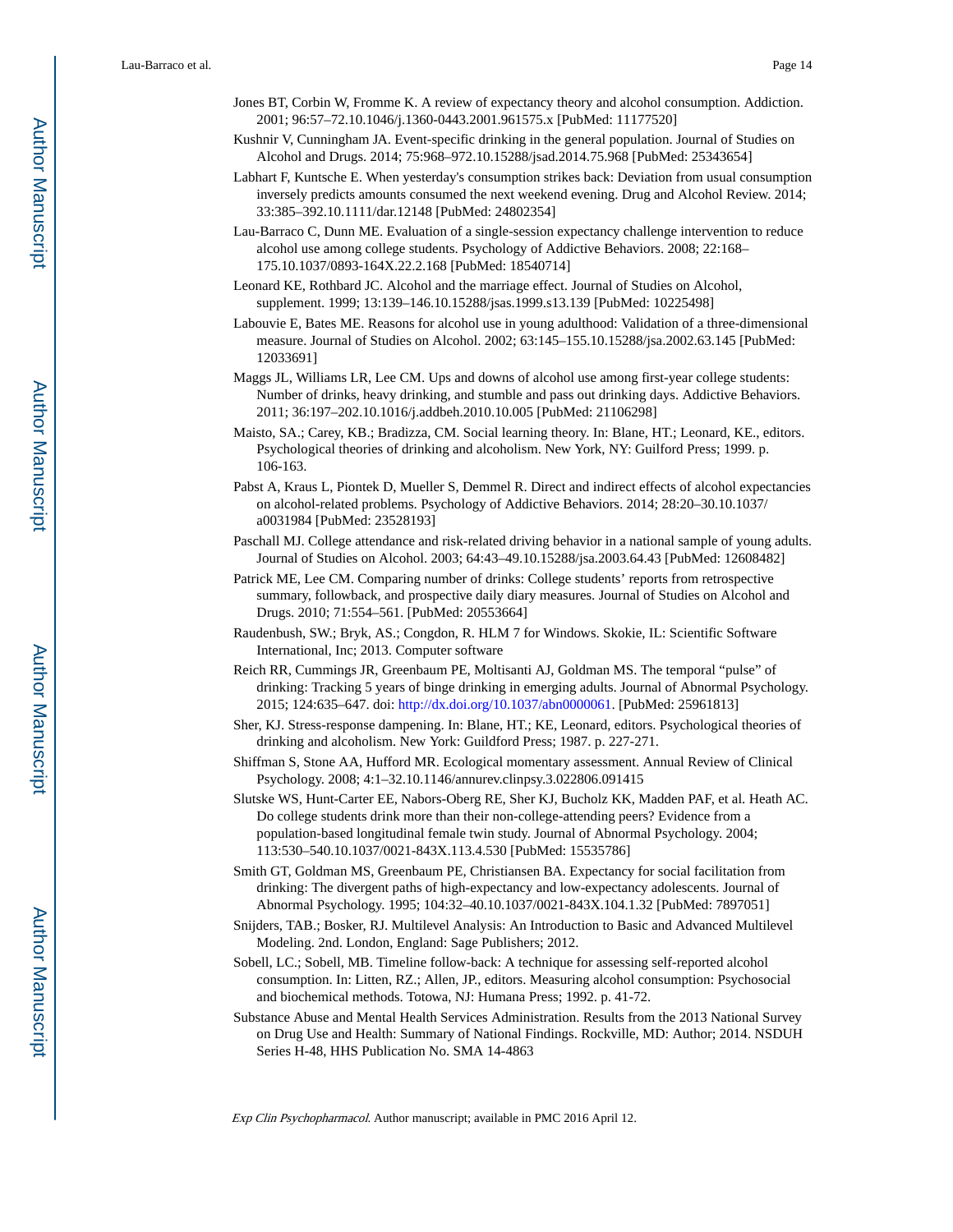Jones BT, Corbin W, Fromme K. A review of expectancy theory and alcohol consumption. Addiction. 2001; 96:57–72.10.1046/j.1360-0443.2001.961575.x [PubMed: 11177520]

Kushnir V, Cunningham JA. Event-specific drinking in the general population. Journal of Studies on Alcohol and Drugs. 2014; 75:968–972.10.15288/jsad.2014.75.968 [PubMed: 25343654]

Labhart F, Kuntsche E. When yesterday's consumption strikes back: Deviation from usual consumption inversely predicts amounts consumed the next weekend evening. Drug and Alcohol Review. 2014; 33:385–392.10.1111/dar.12148 [PubMed: 24802354]

Lau-Barraco C, Dunn ME. Evaluation of a single-session expectancy challenge intervention to reduce alcohol use among college students. Psychology of Addictive Behaviors. 2008; 22:168–175.10.1037/0893-164X.22.2.168 [PubMed: 18540714]

Leonard KE, Rothbard JC. Alcohol and the marriage effect. Journal of Studies on Alcohol, supplement. 1999; 13:139–146.10.15288/jsas.1999.s13.139 [PubMed: 10225498]

Labouvie E, Bates ME. Reasons for alcohol use in young adulthood: Validation of a three-dimensional measure. Journal of Studies on Alcohol. 2002; 63:145–155.10.15288/jsa.2002.63.145 [PubMed: 12033691]

Maggs JL, Williams LR, Lee CM. Ups and downs of alcohol use among first-year college students: Number of drinks, heavy drinking, and stumble and pass out drinking days. Addictive Behaviors. 2011; 36:197–202.10.1016/j.addbeh.2010.10.005 [PubMed: 21106298]

Maisto, SA.; Carey, KB.; Bradizza, CM. Social learning theory. In: Blane, HT.; Leonard, KE., editors. Psychological theories of drinking and alcoholism. New York, NY: Guilford Press; 1999. p. 106-163.

Pabst A, Kraus L, Piontek D, Mueller S, Demmel R. Direct and indirect effects of alcohol expectancies on alcohol-related problems. Psychology of Addictive Behaviors. 2014; 28:20–30.10.1037/a0031984 [PubMed: 23528193]

Paschall MJ. College attendance and risk-related driving behavior in a national sample of young adults. Journal of Studies on Alcohol. 2003; 64:43–49.10.15288/jsa.2003.64.43 [PubMed: 12608482]

Patrick ME, Lee CM. Comparing number of drinks: College students' reports from retrospective summary, followback, and prospective daily diary measures. Journal of Studies on Alcohol and Drugs. 2010; 71:554–561. [PubMed: 20553664]

Raudenbush, SW.; Bryk, AS.; Congdon, R. HLM 7 for Windows. Skokie, IL: Scientific Software International, Inc; 2013. Computer software

Reich RR, Cummings JR, Greenbaum PE, Moltisanti AJ, Goldman MS. The temporal "pulse" of drinking: Tracking 5 years of binge drinking in emerging adults. Journal of Abnormal Psychology. 2015; 124:635–647. doi: http://dx.doi.org/10.1037/abn0000061. [PubMed: 25961813]

Sher, KJ. Stress-response dampening. In: Blane, HT.; KE, Leonard, editors. Psychological theories of drinking and alcoholism. New York: Guildford Press; 1987. p. 227-271.

Shiffman S, Stone AA, Hufford MR. Ecological momentary assessment. Annual Review of Clinical Psychology. 2008; 4:1–32.10.1146/annurev.clinpsy.3.022806.091415

Slutske WS, Hunt-Carter EE, Nabors-Oberg RE, Sher KJ, Bucholz KK, Madden PAF, et al. Heath AC. Do college students drink more than their non-college-attending peers? Evidence from a population-based longitudinal female twin study. Journal of Abnormal Psychology. 2004; 113:530–540.10.1037/0021-843X.113.4.530 [PubMed: 15535786]

Smith GT, Goldman MS, Greenbaum PE, Christiansen BA. Expectancy for social facilitation from drinking: The divergent paths of high-expectancy and low-expectancy adolescents. Journal of Abnormal Psychology. 1995; 104:32–40.10.1037/0021-843X.104.1.32 [PubMed: 7897051]

Snijders, TAB.; Bosker, RJ. Multilevel Analysis: An Introduction to Basic and Advanced Multilevel Modeling. 2nd. London, England: Sage Publishers; 2012.

Sobell, LC.; Sobell, MB. Timeline follow-back: A technique for assessing self-reported alcohol consumption. In: Litten, RZ.; Allen, JP., editors. Measuring alcohol consumption: Psychosocial and biochemical methods. Totowa, NJ: Humana Press; 1992. p. 41-72.

Substance Abuse and Mental Health Services Administration. Results from the 2013 National Survey on Drug Use and Health: Summary of National Findings. Rockville, MD: Author; 2014. NSDUH Series H-48, HHS Publication No. SMA 14-4863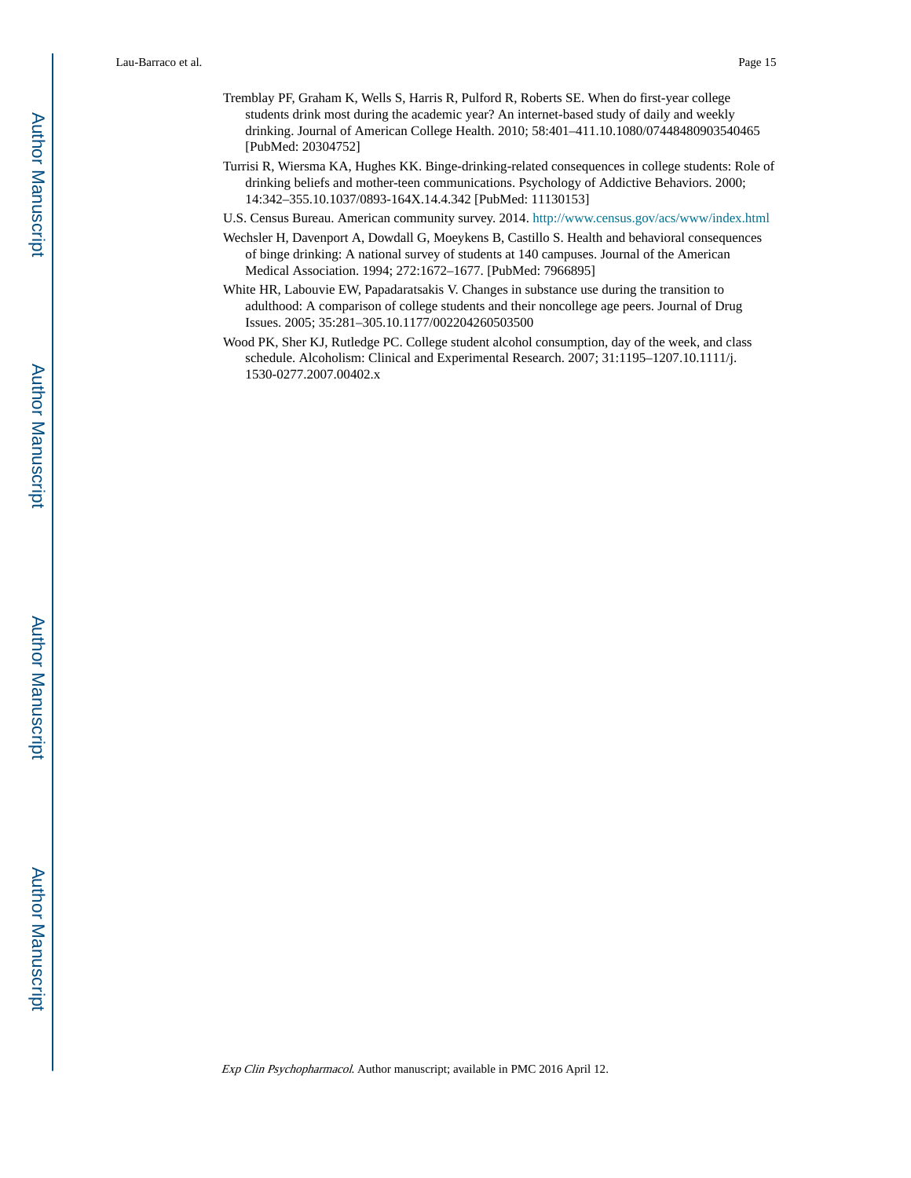Tremblay PF, Graham K, Wells S, Harris R, Pulford R, Roberts SE. When do first-year college students drink most during the academic year? An internet-based study of daily and weekly drinking. Journal of American College Health. 2010; 58:401–411.10.1080/07448480903540465 [PubMed: 20304752]

Turrisi R, Wiersma KA, Hughes KK. Binge-drinking-related consequences in college students: Role of drinking beliefs and mother-teen communications. Psychology of Addictive Behaviors. 2000; 14:342–355.10.1037/0893-164X.14.4.342 [PubMed: 11130153]

U.S. Census Bureau. American community survey. 2014. http://www.census.gov/acs/www/index.html

Wechsler H, Davenport A, Dowdall G, Moeykens B, Castillo S. Health and behavioral consequences of binge drinking: A national survey of students at 140 campuses. Journal of the American Medical Association. 1994; 272:1672–1677. [PubMed: 7966895]

White HR, Labouvie EW, Papadaratsakis V. Changes in substance use during the transition to adulthood: A comparison of college students and their noncollege age peers. Journal of Drug Issues. 2005; 35:281–305.10.1177/002204260503500

Wood PK, Sher KJ, Rutledge PC. College student alcohol consumption, day of the week, and class schedule. Alcoholism: Clinical and Experimental Research. 2007; 31:1195–1207.10.1111/j. 1530-0277.2007.00402.x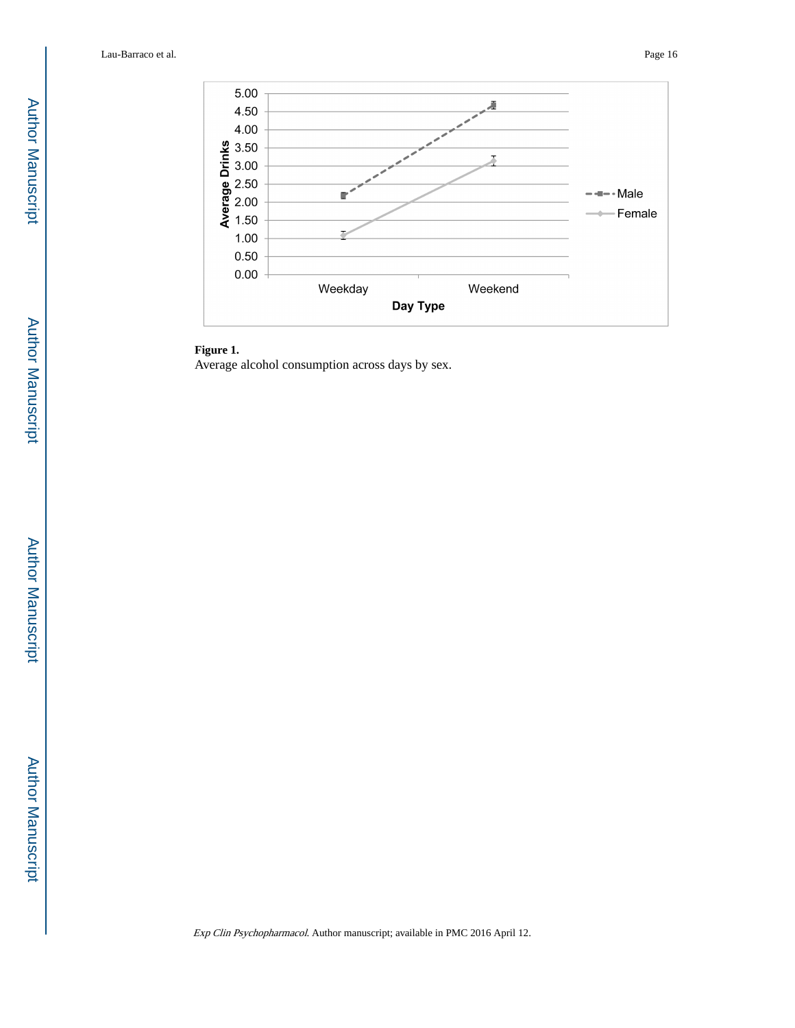**Figure 1.**

Average alcohol consumption across days by sex.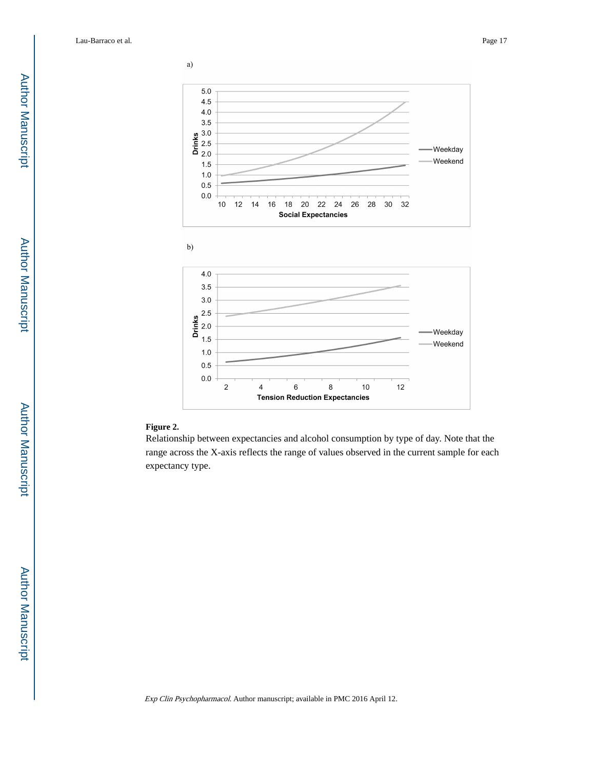**Figure 2.**

Relationship between expectancies and alcohol consumption by type of day. Note that the range across the X-axis reflects the range of values observed in the current sample for each expectancy type.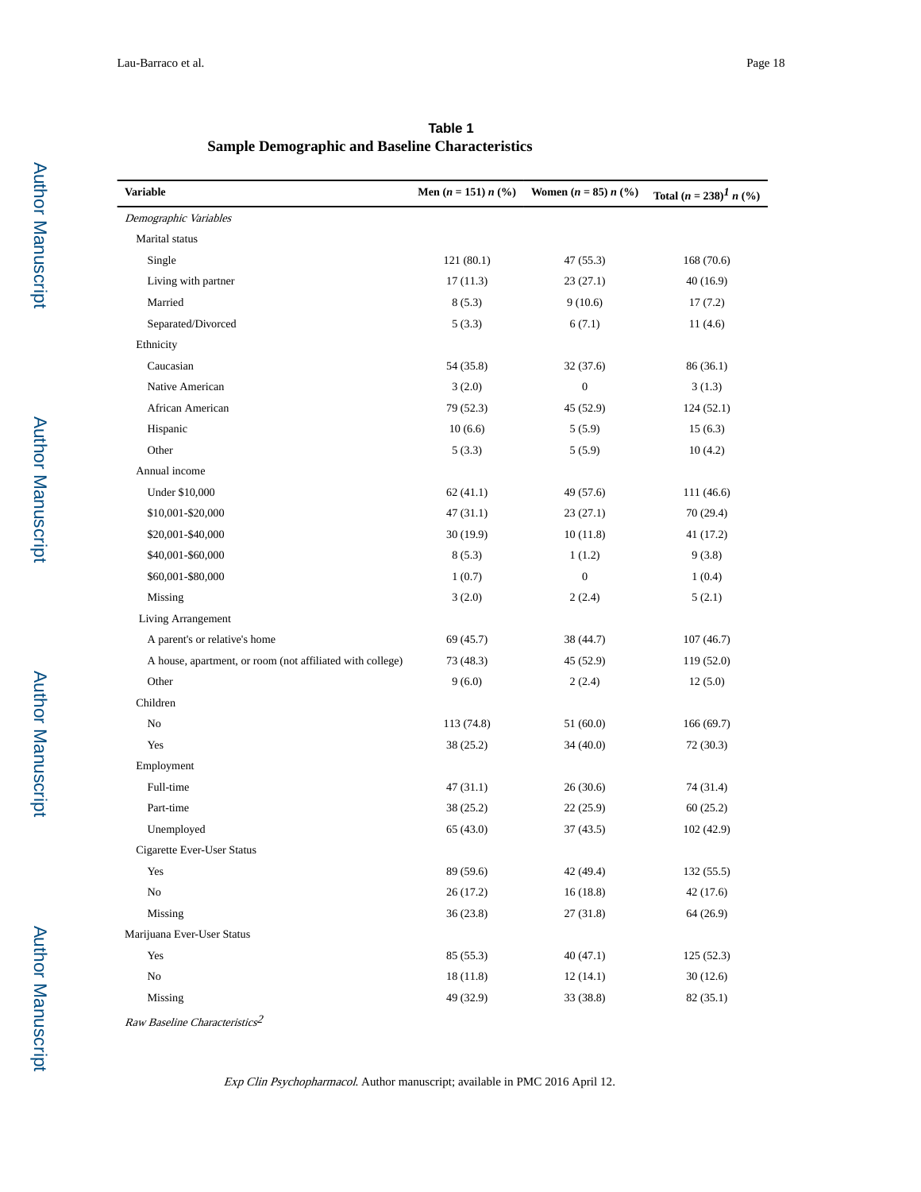**Table 1**

**Sample Demographic and Baseline Characteristics**

| Variable | Men ($n$ = 151) $n$ (%) | Women ($n$ = 85) $n$ (%) | Total ($n$ = 238)[1] $n$ (%) |
|---|---|---|---|
| *Demographic Variables* | | | |
| Marital status | | | |
| Single | 121 (80.1) | 47 (55.3) | 168 (70.6) |
| Living with partner | 17 (11.3) | 23 (27.1) | 40 (16.9) |
| Married | 8 (5.3) | 9 (10.6) | 17 (7.2) |
| Separated/Divorced | 5 (3.3) | 6 (7.1) | 11 (4.6) |
| Ethnicity | | | |
| Caucasian | 54 (35.8) | 32 (37.6) | 86 (36.1) |
| Native American | 3 (2.0) | 0 | 3 (1.3) |
| African American | 79 (52.3) | 45 (52.9) | 124 (52.1) |
| Hispanic | 10 (6.6) | 5 (5.9) | 15 (6.3) |
| Other | 5 (3.3) | 5 (5.9) | 10 (4.2) |
| Annual income | | | |
| Under $10,000 | 62 (41.1) | 49 (57.6) | 111 (46.6) |
| $10,001-$20,000 | 47 (31.1) | 23 (27.1) | 70 (29.4) |
| $20,001-$40,000 | 30 (19.9) | 10 (11.8) | 41 (17.2) |
| $40,001-$60,000 | 8 (5.3) | 1 (1.2) | 9 (3.8) |
| $60,001-$80,000 | 1 (0.7) | 0 | 1 (0.4) |
| Missing | 3 (2.0) | 2 (2.4) | 5 (2.1) |
| Living Arrangement | | | |
| A parent's or relative's home | 69 (45.7) | 38 (44.7) | 107 (46.7) |
| A house, apartment, or room (not affiliated with college) | 73 (48.3) | 45 (52.9) | 119 (52.0) |
| Other | 9 (6.0) | 2 (2.4) | 12 (5.0) |
| Children | | | |
| No | 113 (74.8) | 51 (60.0) | 166 (69.7) |
| Yes | 38 (25.2) | 34 (40.0) | 72 (30.3) |
| Employment | | | |
| Full-time | 47 (31.1) | 26 (30.6) | 74 (31.4) |
| Part-time | 38 (25.2) | 22 (25.9) | 60 (25.2) |
| Unemployed | 65 (43.0) | 37 (43.5) | 102 (42.9) |
| Cigarette Ever-User Status | | | |
| Yes | 89 (59.6) | 42 (49.4) | 132 (55.5) |
| No | 26 (17.2) | 16 (18.8) | 42 (17.6) |
| Missing | 36 (23.8) | 27 (31.8) | 64 (26.9) |
| Marijuana Ever-User Status | | | |
| Yes | 85 (55.3) | 40 (47.1) | 125 (52.3) |
| No | 18 (11.8) | 12 (14.1) | 30 (12.6) |
| Missing | 49 (32.9) | 33 (38.8) | 82 (35.1) |
| *Raw Baseline Characteristics*[2] | | | |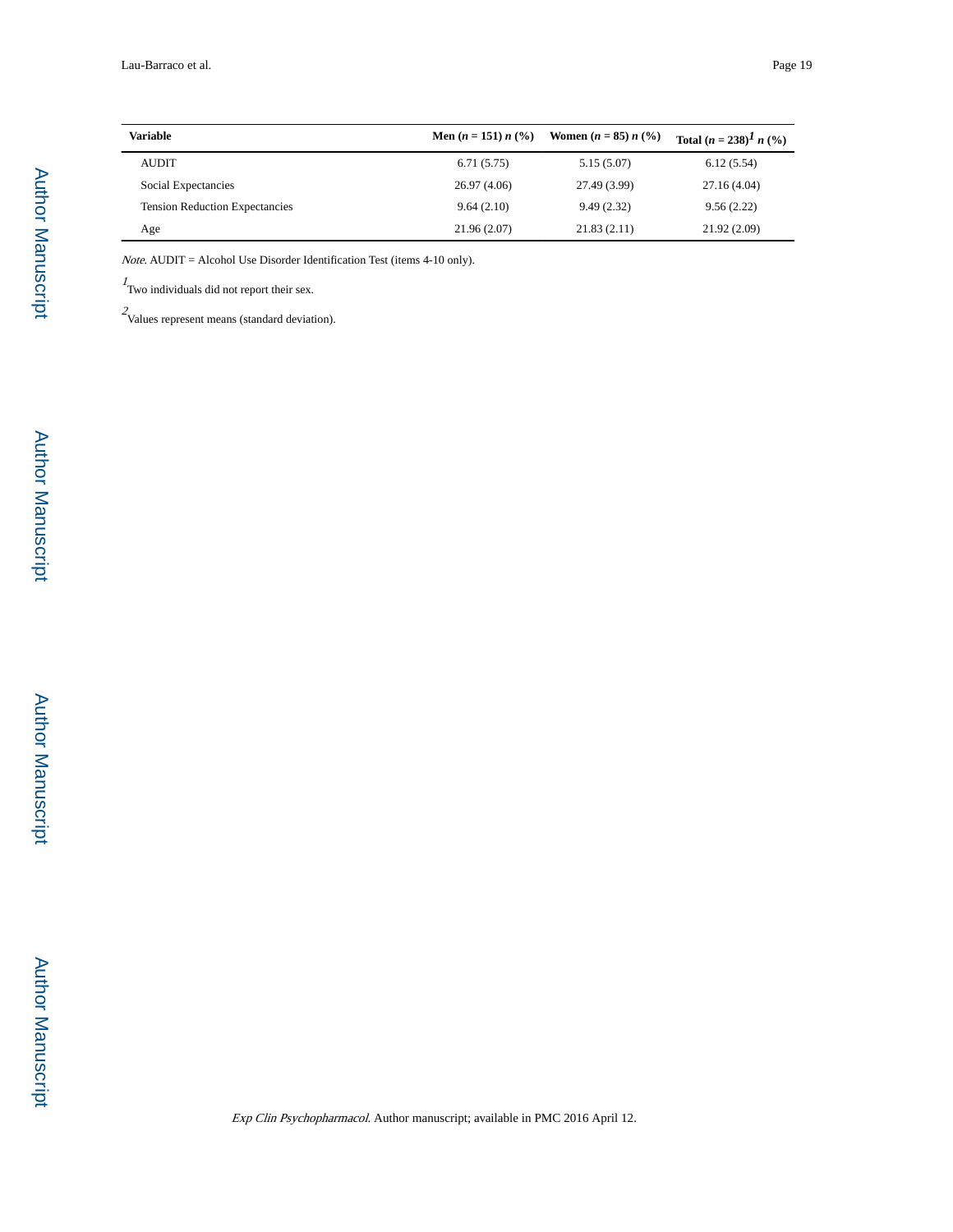| Variable | Men ($n$ = 151) $n$ (%) | Women ($n$ = 85) $n$ (%) | Total ($n$ = 238)[1] $n$ (%) |
|---|---|---|---|
| AUDIT | 6.71 (5.75) | 5.15 (5.07) | 6.12 (5.54) |
| Social Expectancies | 26.97 (4.06) | 27.49 (3.99) | 27.16 (4.04) |
| Tension Reduction Expectancies | 9.64 (2.10) | 9.49 (2.32) | 9.56 (2.22) |
| Age | 21.96 (2.07) | 21.83 (2.11) | 21.92 (2.09) |

*Note*. AUDIT = Alcohol Use Disorder Identification Test (items 4-10 only).

[1]Two individuals did not report their sex.

[2]Values represent means (standard deviation).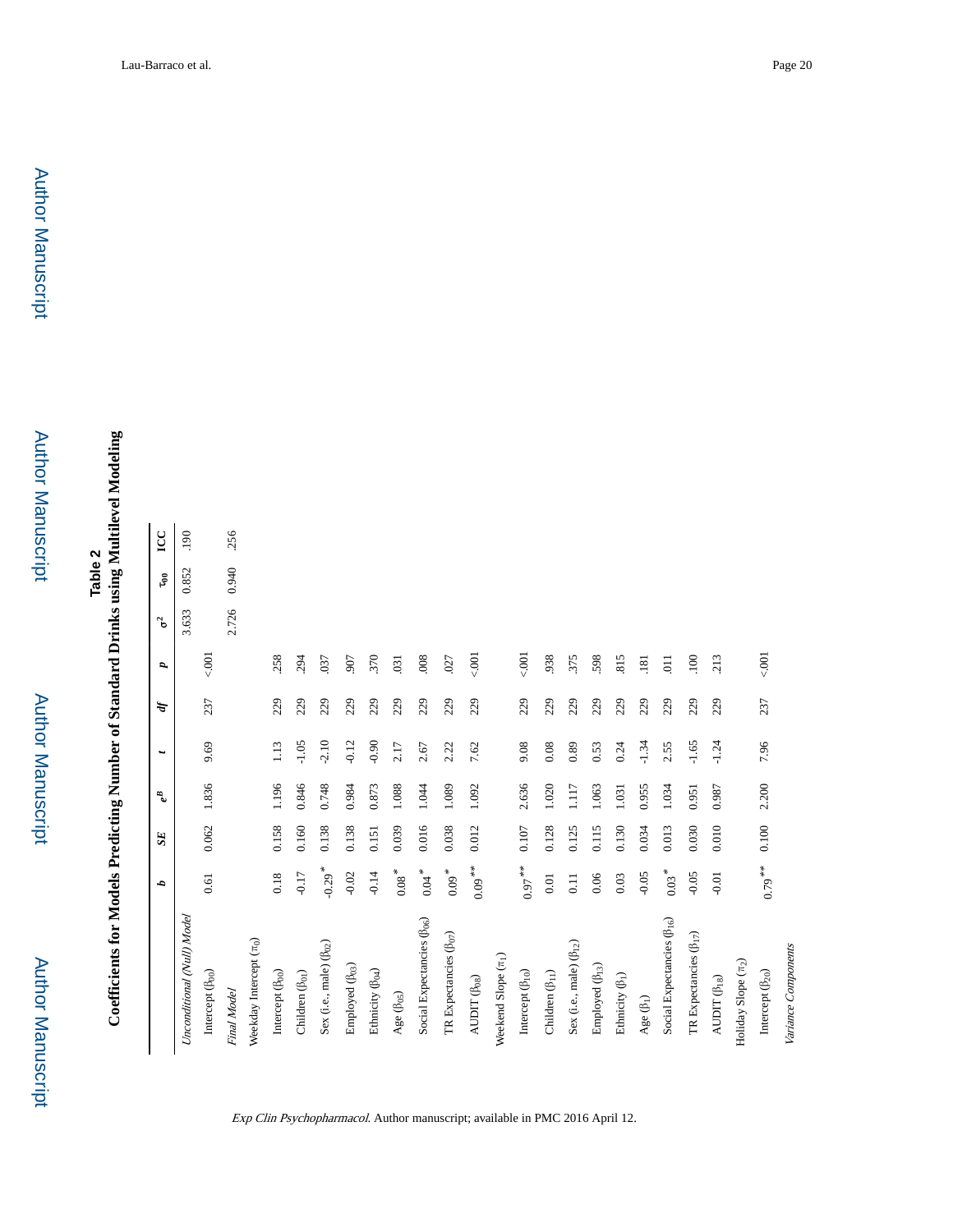**Table 2**

**Coefficients for Models Predicting Number of Standard Drinks using Multilevel Modeling**

| | *b* | *SE* | $e^B$ | *t* | *df* | *p* | $\sigma^2$ | $\tau_{00}$ | ICC |
|---|---|---|---|---|---|---|---|---|---|
| *Unconditional (Null) Model* | | | | | | | 3.633 | 0.852 | .190 |
| Intercept ($\beta_{00}$) | 0.61 | 0.062 | 1.836 | 9.69 | 237 | <.001 | | | |
| *Final Model* | | | | | | | 2.726 | 0.940 | .256 |
| Weekday Intercept ($\pi_0$) | | | | | | | | | |
| Intercept ($\beta_{00}$) | 0.18 | 0.158 | 1.196 | 1.13 | 229 | .258 | | | |
| Children ($\beta_{01}$) | -0.17 | 0.160 | 0.846 | -1.05 | 229 | .294 | | | |
| Sex (i.e., male) ($\beta_{02}$) | -0.29* | 0.138 | 0.748 | -2.10 | 229 | .037 | | | |
| Employed ($\beta_{03}$) | -0.02 | 0.138 | 0.984 | -0.12 | 229 | .907 | | | |
| Ethnicity ($\beta_{04}$) | -0.14 | 0.151 | 0.873 | -0.90 | 229 | .370 | | | |
| Age ($\beta_{05}$) | 0.08* | 0.039 | 1.088 | 2.17 | 229 | .031 | | | |
| Social Expectancies ($\beta_{06}$) | 0.04* | 0.016 | 1.044 | 2.67 | 229 | .008 | | | |
| TR Expectancies ($\beta_{07}$) | 0.09* | 0.038 | 1.089 | 2.22 | 229 | .027 | | | |
| AUDIT ($\beta_{08}$) | 0.09** | 0.012 | 1.092 | 7.62 | 229 | <.001 | | | |
| Weekend Slope ($\pi_1$) | | | | | | | | | |
| Intercept ($\beta_{10}$) | 0.97** | 0.107 | 2.636 | 9.08 | 229 | <.001 | | | |
| Children ($\beta_{11}$) | 0.01 | 0.128 | 1.020 | 0.08 | 229 | .938 | | | |
| Sex (i.e., male) ($\beta_{12}$) | 0.11 | 0.125 | 1.117 | 0.89 | 229 | .375 | | | |
| Employed ($\beta_{13}$) | 0.06 | 0.115 | 1.063 | 0.53 | 229 | .598 | | | |
| Ethnicity ($\beta_{1}$) | 0.03 | 0.130 | 1.031 | 0.24 | 229 | .815 | | | |
| Age ($\beta_{1}$) | -0.05 | 0.034 | 0.955 | -1.34 | 229 | .181 | | | |
| Social Expectancies ($\beta_{16}$) | 0.03* | 0.013 | 1.034 | 2.55 | 229 | .011 | | | |
| TR Expectancies ($\beta_{17}$) | -0.05 | 0.030 | 0.951 | -1.65 | 229 | .100 | | | |
| AUDIT ($\beta_{18}$) | -0.01 | 0.010 | 0.987 | -1.24 | 229 | .213 | | | |
| Holiday Slope ($\pi_2$) | | | | | | | | | |
| Intercept ($\beta_{20}$) | 0.79** | 0.100 | 2.200 | 7.96 | 237 | <.001 | | | |
| *Variance Components* | | | | | | | | | |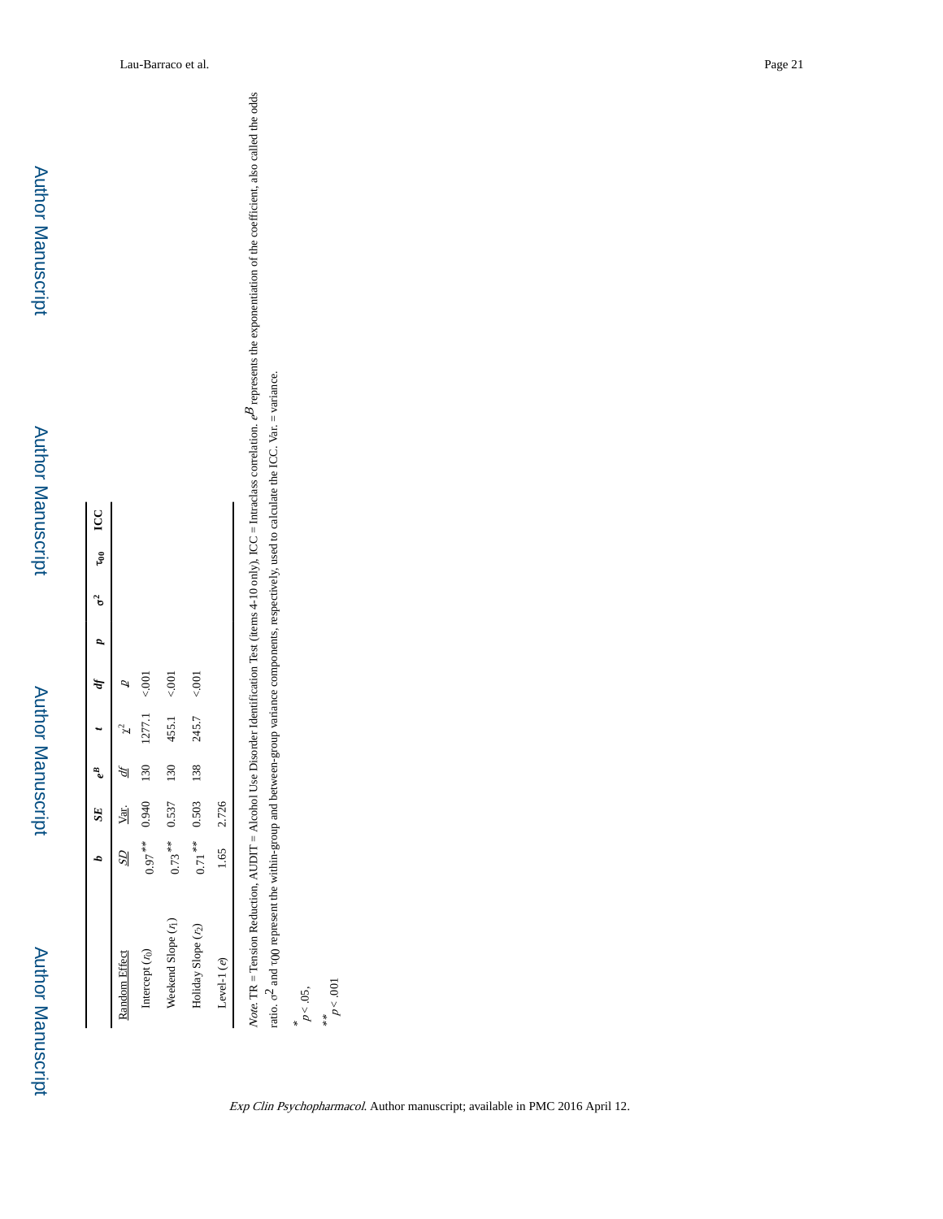| | *b* | *SE* | $e^B$ | *t* | *df* | *p* | $\sigma^2$ | $\tau_{00}$ | ICC |
|---|---|---|---|---|---|---|---|---|---|
| Random Effect | *SD* | Var. | *df* | $\chi^2$ | *p* | | | | |
| Intercept ($r_0$) | 0.97** | 0.940 | 130 | 1277.1 | <.001 | | | | |
| Weekend Slope ($r_1$) | 0.73** | 0.537 | 130 | 455.1 | <.001 | | | | |
| Holiday Slope ($r_2$) | 0.71** | 0.503 | 138 | 245.7 | <.001 | | | | |
| Level-1 (*e*) | 1.65 | 2.726 | | | | | | | |

*Note.* TR = Tension Reduction, AUDIT = Alcohol Use Disorder Identification Test (items 4-10 only). ICC = Intraclass correlation. $e^B$ represents the exponentiation of the coefficient, also called the odds ratio. $\sigma^2$ and $\tau_{00}$ represent the within-group and between-group variance components, respectively, used to calculate the ICC. Var. = variance.

\* $p < .05$,

\*\* $p < .001$